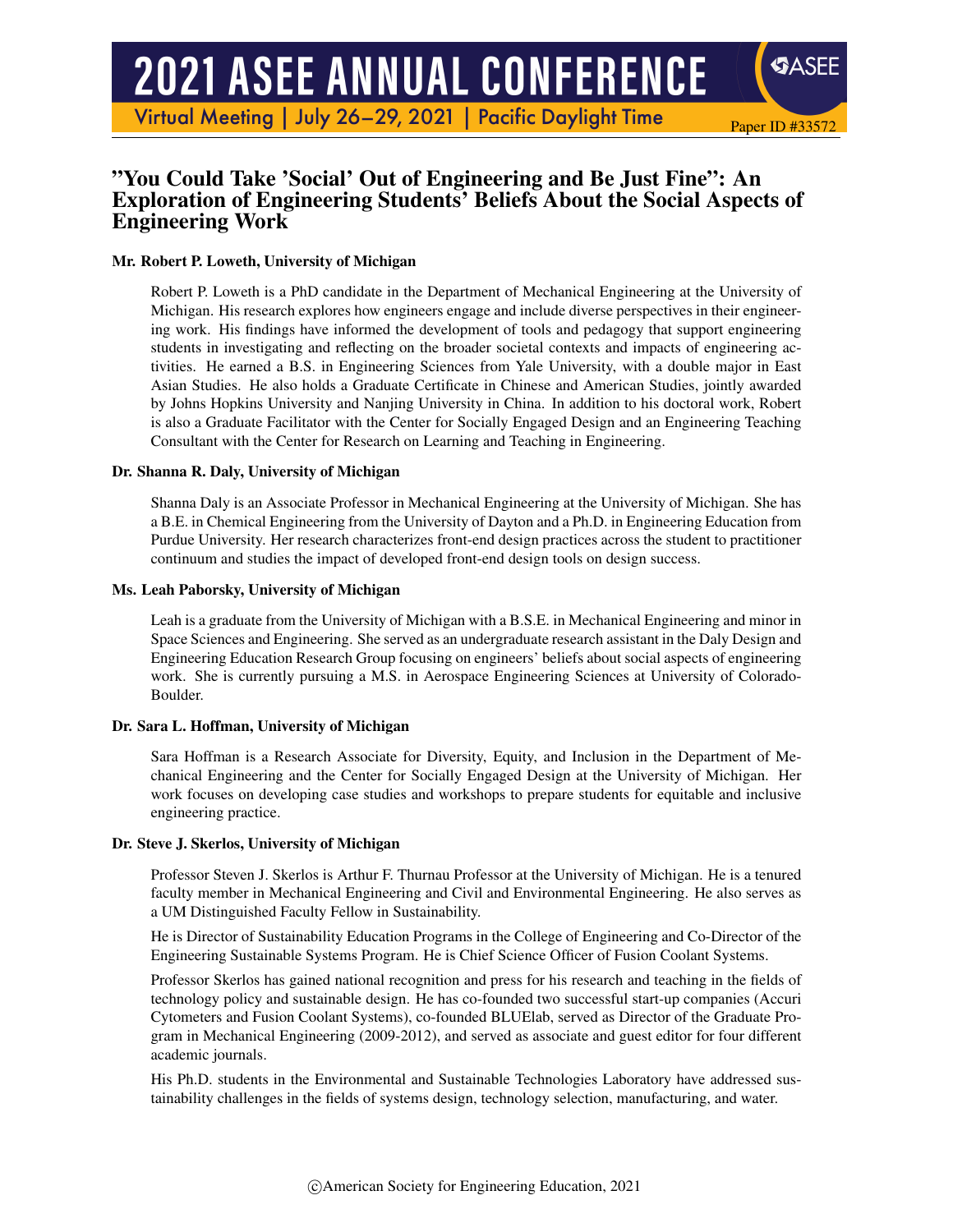# "You Could Take 'Social' Out of Engineering and Be Just Fine": An Exploration of Engineering Students' Beliefs About the Social Aspects of Engineering Work

**Mr. Robert P. Loweth, University of Michigan**

Robert P. Loweth is a PhD candidate in the Department of Mechanical Engineering at the University of Michigan. His research explores how engineers engage and include diverse perspectives in their engineering work. His findings have informed the development of tools and pedagogy that support engineering students in investigating and reflecting on the broader societal contexts and impacts of engineering activities. He earned a B.S. in Engineering Sciences from Yale University, with a double major in East Asian Studies. He also holds a Graduate Certificate in Chinese and American Studies, jointly awarded by Johns Hopkins University and Nanjing University in China. In addition to his doctoral work, Robert is also a Graduate Facilitator with the Center for Socially Engaged Design and an Engineering Teaching Consultant with the Center for Research on Learning and Teaching in Engineering.

**Dr. Shanna R. Daly, University of Michigan**

Shanna Daly is an Associate Professor in Mechanical Engineering at the University of Michigan. She has a B.E. in Chemical Engineering from the University of Dayton and a Ph.D. in Engineering Education from Purdue University. Her research characterizes front-end design practices across the student to practitioner continuum and studies the impact of developed front-end design tools on design success.

**Ms. Leah Paborsky, University of Michigan**

Leah is a graduate from the University of Michigan with a B.S.E. in Mechanical Engineering and minor in Space Sciences and Engineering. She served as an undergraduate research assistant in the Daly Design and Engineering Education Research Group focusing on engineers' beliefs about social aspects of engineering work. She is currently pursuing a M.S. in Aerospace Engineering Sciences at University of Colorado-Boulder.

**Dr. Sara L. Hoffman, University of Michigan**

Sara Hoffman is a Research Associate for Diversity, Equity, and Inclusion in the Department of Mechanical Engineering and the Center for Socially Engaged Design at the University of Michigan. Her work focuses on developing case studies and workshops to prepare students for equitable and inclusive engineering practice.

**Dr. Steve J. Skerlos, University of Michigan**

Professor Steven J. Skerlos is Arthur F. Thurnau Professor at the University of Michigan. He is a tenured faculty member in Mechanical Engineering and Civil and Environmental Engineering. He also serves as a UM Distinguished Faculty Fellow in Sustainability.

He is Director of Sustainability Education Programs in the College of Engineering and Co-Director of the Engineering Sustainable Systems Program. He is Chief Science Officer of Fusion Coolant Systems.

Professor Skerlos has gained national recognition and press for his research and teaching in the fields of technology policy and sustainable design. He has co-founded two successful start-up companies (Accuri Cytometers and Fusion Coolant Systems), co-founded BLUElab, served as Director of the Graduate Program in Mechanical Engineering (2009-2012), and served as associate and guest editor for four different academic journals.

His Ph.D. students in the Environmental and Sustainable Technologies Laboratory have addressed sustainability challenges in the fields of systems design, technology selection, manufacturing, and water.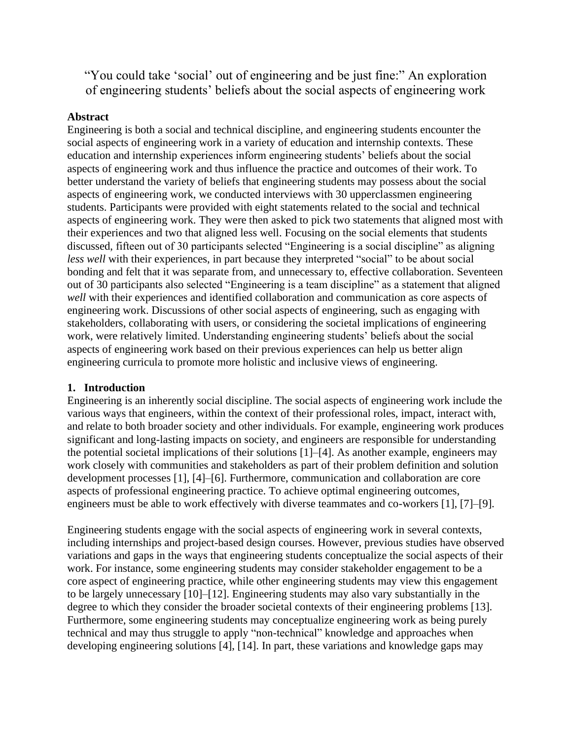# "You could take 'social' out of engineering and be just fine:" An exploration of engineering students' beliefs about the social aspects of engineering work

## Abstract

Engineering is both a social and technical discipline, and engineering students encounter the social aspects of engineering work in a variety of education and internship contexts. These education and internship experiences inform engineering students' beliefs about the social aspects of engineering work and thus influence the practice and outcomes of their work. To better understand the variety of beliefs that engineering students may possess about the social aspects of engineering work, we conducted interviews with 30 upperclassmen engineering students. Participants were provided with eight statements related to the social and technical aspects of engineering work. They were then asked to pick two statements that aligned most with their experiences and two that aligned less well. Focusing on the social elements that students discussed, fifteen out of 30 participants selected "Engineering is a social discipline" as aligning *less well* with their experiences, in part because they interpreted "social" to be about social bonding and felt that it was separate from, and unnecessary to, effective collaboration. Seventeen out of 30 participants also selected "Engineering is a team discipline" as a statement that aligned *well* with their experiences and identified collaboration and communication as core aspects of engineering work. Discussions of other social aspects of engineering, such as engaging with stakeholders, collaborating with users, or considering the societal implications of engineering work, were relatively limited. Understanding engineering students' beliefs about the social aspects of engineering work based on their previous experiences can help us better align engineering curricula to promote more holistic and inclusive views of engineering.

## 1. Introduction

Engineering is an inherently social discipline. The social aspects of engineering work include the various ways that engineers, within the context of their professional roles, impact, interact with, and relate to both broader society and other individuals. For example, engineering work produces significant and long-lasting impacts on society, and engineers are responsible for understanding the potential societal implications of their solutions [1]–[4]. As another example, engineers may work closely with communities and stakeholders as part of their problem definition and solution development processes [1], [4]–[6]. Furthermore, communication and collaboration are core aspects of professional engineering practice. To achieve optimal engineering outcomes, engineers must be able to work effectively with diverse teammates and co-workers [1], [7]–[9].

Engineering students engage with the social aspects of engineering work in several contexts, including internships and project-based design courses. However, previous studies have observed variations and gaps in the ways that engineering students conceptualize the social aspects of their work. For instance, some engineering students may consider stakeholder engagement to be a core aspect of engineering practice, while other engineering students may view this engagement to be largely unnecessary [10]–[12]. Engineering students may also vary substantially in the degree to which they consider the broader societal contexts of their engineering problems [13]. Furthermore, some engineering students may conceptualize engineering work as being purely technical and may thus struggle to apply "non-technical" knowledge and approaches when developing engineering solutions [4], [14]. In part, these variations and knowledge gaps may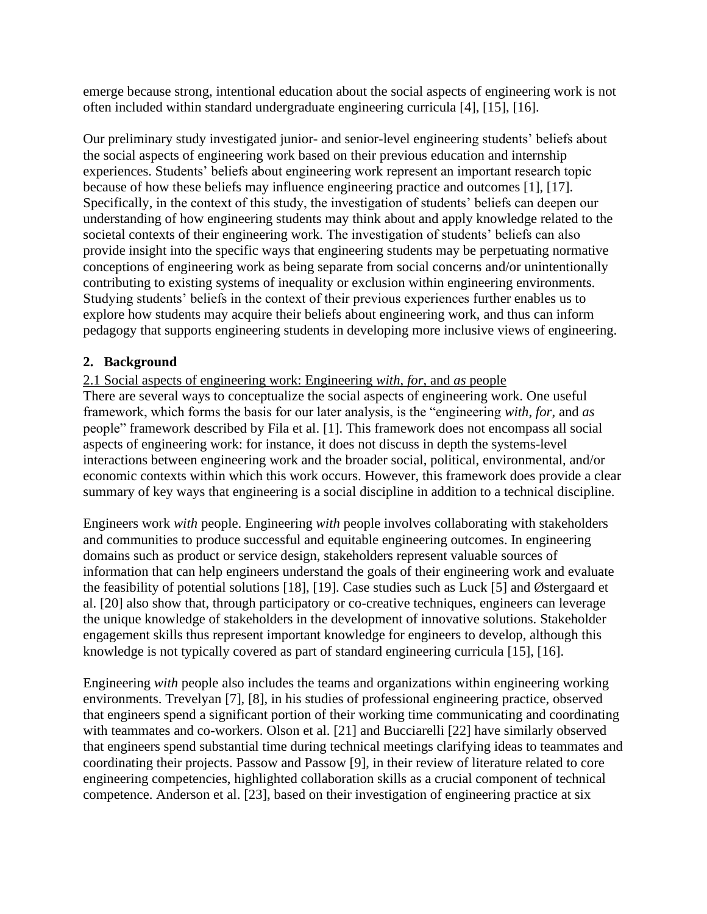emerge because strong, intentional education about the social aspects of engineering work is not often included within standard undergraduate engineering curricula [4], [15], [16].

Our preliminary study investigated junior- and senior-level engineering students' beliefs about the social aspects of engineering work based on their previous education and internship experiences. Students' beliefs about engineering work represent an important research topic because of how these beliefs may influence engineering practice and outcomes [1], [17]. Specifically, in the context of this study, the investigation of students' beliefs can deepen our understanding of how engineering students may think about and apply knowledge related to the societal contexts of their engineering work. The investigation of students' beliefs can also provide insight into the specific ways that engineering students may be perpetuating normative conceptions of engineering work as being separate from social concerns and/or unintentionally contributing to existing systems of inequality or exclusion within engineering environments. Studying students' beliefs in the context of their previous experiences further enables us to explore how students may acquire their beliefs about engineering work, and thus can inform pedagogy that supports engineering students in developing more inclusive views of engineering.

## 2. Background

### 2.1 Social aspects of engineering work: Engineering *with*, *for*, and *as* people

There are several ways to conceptualize the social aspects of engineering work. One useful framework, which forms the basis for our later analysis, is the "engineering *with*, *for*, and *as* people" framework described by Fila et al. [1]. This framework does not encompass all social aspects of engineering work: for instance, it does not discuss in depth the systems-level interactions between engineering work and the broader social, political, environmental, and/or economic contexts within which this work occurs. However, this framework does provide a clear summary of key ways that engineering is a social discipline in addition to a technical discipline.

Engineers work *with* people. Engineering *with* people involves collaborating with stakeholders and communities to produce successful and equitable engineering outcomes. In engineering domains such as product or service design, stakeholders represent valuable sources of information that can help engineers understand the goals of their engineering work and evaluate the feasibility of potential solutions [18], [19]. Case studies such as Luck [5] and Østergaard et al. [20] also show that, through participatory or co-creative techniques, engineers can leverage the unique knowledge of stakeholders in the development of innovative solutions. Stakeholder engagement skills thus represent important knowledge for engineers to develop, although this knowledge is not typically covered as part of standard engineering curricula [15], [16].

Engineering *with* people also includes the teams and organizations within engineering working environments. Trevelyan [7], [8], in his studies of professional engineering practice, observed that engineers spend a significant portion of their working time communicating and coordinating with teammates and co-workers. Olson et al. [21] and Bucciarelli [22] have similarly observed that engineers spend substantial time during technical meetings clarifying ideas to teammates and coordinating their projects. Passow and Passow [9], in their review of literature related to core engineering competencies, highlighted collaboration skills as a crucial component of technical competence. Anderson et al. [23], based on their investigation of engineering practice at six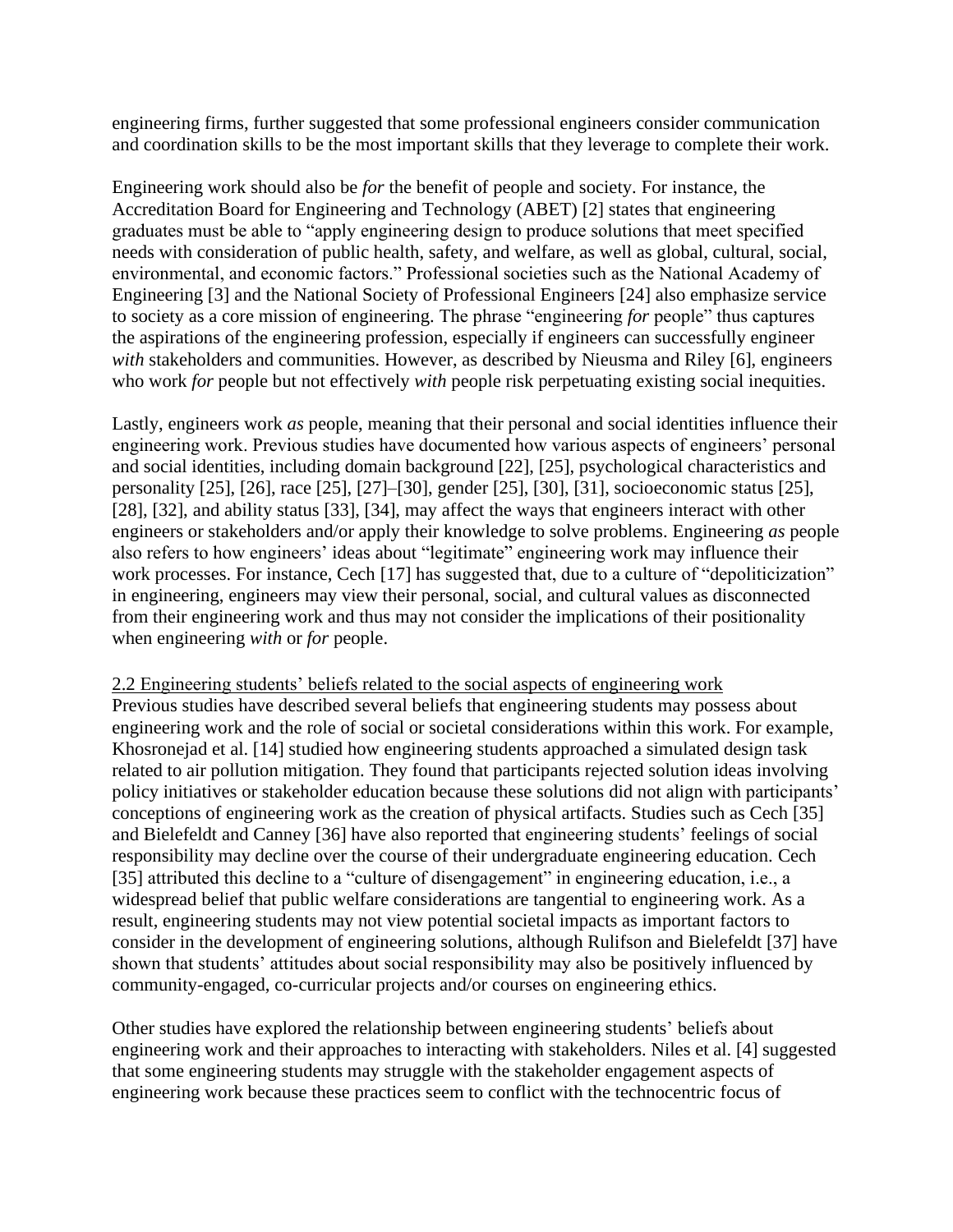engineering firms, further suggested that some professional engineers consider communication and coordination skills to be the most important skills that they leverage to complete their work.

Engineering work should also be *for* the benefit of people and society. For instance, the Accreditation Board for Engineering and Technology (ABET) [2] states that engineering graduates must be able to "apply engineering design to produce solutions that meet specified needs with consideration of public health, safety, and welfare, as well as global, cultural, social, environmental, and economic factors." Professional societies such as the National Academy of Engineering [3] and the National Society of Professional Engineers [24] also emphasize service to society as a core mission of engineering. The phrase "engineering *for* people" thus captures the aspirations of the engineering profession, especially if engineers can successfully engineer *with* stakeholders and communities. However, as described by Nieusma and Riley [6], engineers who work *for* people but not effectively *with* people risk perpetuating existing social inequities.

Lastly, engineers work *as* people, meaning that their personal and social identities influence their engineering work. Previous studies have documented how various aspects of engineers' personal and social identities, including domain background [22], [25], psychological characteristics and personality [25], [26], race [25], [27]–[30], gender [25], [30], [31], socioeconomic status [25], [28], [32], and ability status [33], [34], may affect the ways that engineers interact with other engineers or stakeholders and/or apply their knowledge to solve problems. Engineering *as* people also refers to how engineers' ideas about "legitimate" engineering work may influence their work processes. For instance, Cech [17] has suggested that, due to a culture of "depoliticization" in engineering, engineers may view their personal, social, and cultural values as disconnected from their engineering work and thus may not consider the implications of their positionality when engineering *with* or *for* people.

### 2.2 Engineering students' beliefs related to the social aspects of engineering work

Previous studies have described several beliefs that engineering students may possess about engineering work and the role of social or societal considerations within this work. For example, Khosronejad et al. [14] studied how engineering students approached a simulated design task related to air pollution mitigation. They found that participants rejected solution ideas involving policy initiatives or stakeholder education because these solutions did not align with participants' conceptions of engineering work as the creation of physical artifacts. Studies such as Cech [35] and Bielefeldt and Canney [36] have also reported that engineering students' feelings of social responsibility may decline over the course of their undergraduate engineering education. Cech [35] attributed this decline to a "culture of disengagement" in engineering education, i.e., a widespread belief that public welfare considerations are tangential to engineering work. As a result, engineering students may not view potential societal impacts as important factors to consider in the development of engineering solutions, although Rulifson and Bielefeldt [37] have shown that students' attitudes about social responsibility may also be positively influenced by community-engaged, co-curricular projects and/or courses on engineering ethics.

Other studies have explored the relationship between engineering students' beliefs about engineering work and their approaches to interacting with stakeholders. Niles et al. [4] suggested that some engineering students may struggle with the stakeholder engagement aspects of engineering work because these practices seem to conflict with the technocentric focus of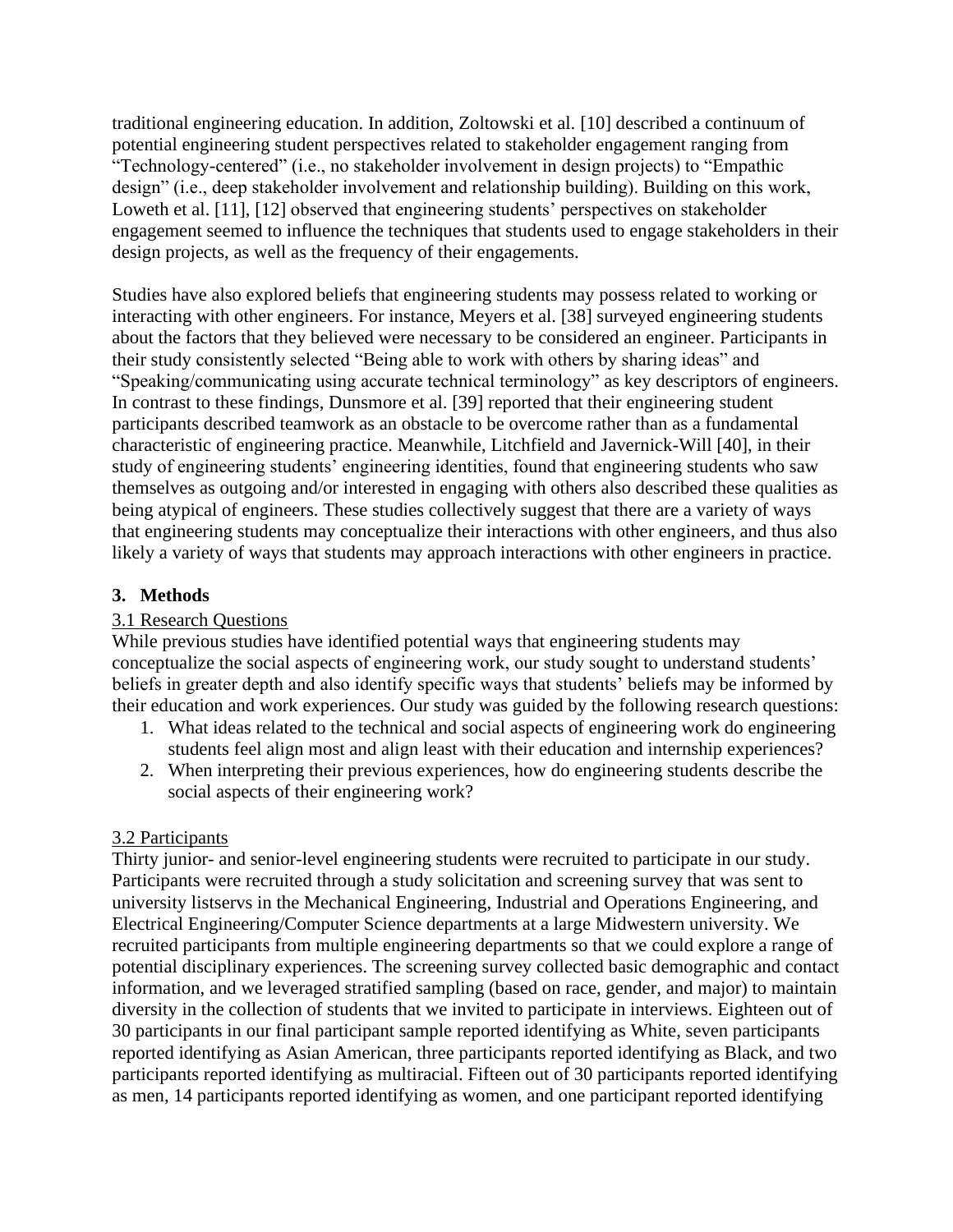traditional engineering education. In addition, Zoltowski et al. [10] described a continuum of potential engineering student perspectives related to stakeholder engagement ranging from "Technology-centered" (i.e., no stakeholder involvement in design projects) to "Empathic design" (i.e., deep stakeholder involvement and relationship building). Building on this work, Loweth et al. [11], [12] observed that engineering students' perspectives on stakeholder engagement seemed to influence the techniques that students used to engage stakeholders in their design projects, as well as the frequency of their engagements.

Studies have also explored beliefs that engineering students may possess related to working or interacting with other engineers. For instance, Meyers et al. [38] surveyed engineering students about the factors that they believed were necessary to be considered an engineer. Participants in their study consistently selected "Being able to work with others by sharing ideas" and "Speaking/communicating using accurate technical terminology" as key descriptors of engineers. In contrast to these findings, Dunsmore et al. [39] reported that their engineering student participants described teamwork as an obstacle to be overcome rather than as a fundamental characteristic of engineering practice. Meanwhile, Litchfield and Javernick-Will [40], in their study of engineering students' engineering identities, found that engineering students who saw themselves as outgoing and/or interested in engaging with others also described these qualities as being atypical of engineers. These studies collectively suggest that there are a variety of ways that engineering students may conceptualize their interactions with other engineers, and thus also likely a variety of ways that students may approach interactions with other engineers in practice.

## 3. Methods

### 3.1 Research Questions

While previous studies have identified potential ways that engineering students may conceptualize the social aspects of engineering work, our study sought to understand students' beliefs in greater depth and also identify specific ways that students' beliefs may be informed by their education and work experiences. Our study was guided by the following research questions:

1. What ideas related to the technical and social aspects of engineering work do engineering students feel align most and align least with their education and internship experiences?
2. When interpreting their previous experiences, how do engineering students describe the social aspects of their engineering work?

### 3.2 Participants

Thirty junior- and senior-level engineering students were recruited to participate in our study. Participants were recruited through a study solicitation and screening survey that was sent to university listservs in the Mechanical Engineering, Industrial and Operations Engineering, and Electrical Engineering/Computer Science departments at a large Midwestern university. We recruited participants from multiple engineering departments so that we could explore a range of potential disciplinary experiences. The screening survey collected basic demographic and contact information, and we leveraged stratified sampling (based on race, gender, and major) to maintain diversity in the collection of students that we invited to participate in interviews. Eighteen out of 30 participants in our final participant sample reported identifying as White, seven participants reported identifying as Asian American, three participants reported identifying as Black, and two participants reported identifying as multiracial. Fifteen out of 30 participants reported identifying as men, 14 participants reported identifying as women, and one participant reported identifying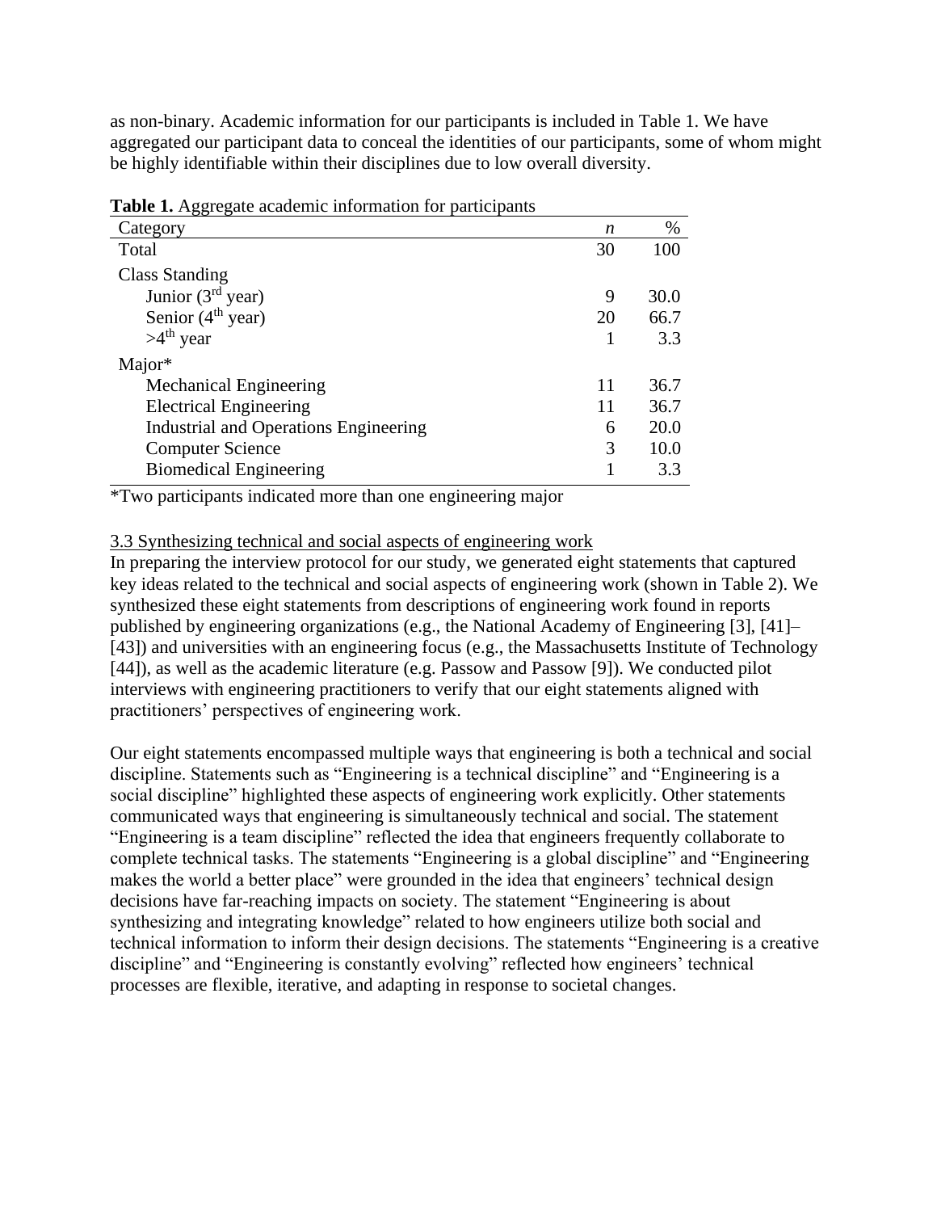as non-binary. Academic information for our participants is included in Table 1. We have aggregated our participant data to conceal the identities of our participants, some of whom might be highly identifiable within their disciplines due to low overall diversity.

**Table 1.** Aggregate academic information for participants

| Category | *n* | % |
|---|---|---|
| Total | 30 | 100 |
| Class Standing | | |
| Junior (3rd year) | 9 | 30.0 |
| Senior (4th year) | 20 | 66.7 |
| >4th year | 1 | 3.3 |
| Major* | | |
| Mechanical Engineering | 11 | 36.7 |
| Electrical Engineering | 11 | 36.7 |
| Industrial and Operations Engineering | 6 | 20.0 |
| Computer Science | 3 | 10.0 |
| Biomedical Engineering | 1 | 3.3 |

*Two participants indicated more than one engineering major

### 3.3 Synthesizing technical and social aspects of engineering work

In preparing the interview protocol for our study, we generated eight statements that captured key ideas related to the technical and social aspects of engineering work (shown in Table 2). We synthesized these eight statements from descriptions of engineering work found in reports published by engineering organizations (e.g., the National Academy of Engineering [3], [41]–[43]) and universities with an engineering focus (e.g., the Massachusetts Institute of Technology [44]), as well as the academic literature (e.g. Passow and Passow [9]). We conducted pilot interviews with engineering practitioners to verify that our eight statements aligned with practitioners' perspectives of engineering work.

Our eight statements encompassed multiple ways that engineering is both a technical and social discipline. Statements such as "Engineering is a technical discipline" and "Engineering is a social discipline" highlighted these aspects of engineering work explicitly. Other statements communicated ways that engineering is simultaneously technical and social. The statement "Engineering is a team discipline" reflected the idea that engineers frequently collaborate to complete technical tasks. The statements "Engineering is a global discipline" and "Engineering makes the world a better place" were grounded in the idea that engineers' technical design decisions have far-reaching impacts on society. The statement "Engineering is about synthesizing and integrating knowledge" related to how engineers utilize both social and technical information to inform their design decisions. The statements "Engineering is a creative discipline" and "Engineering is constantly evolving" reflected how engineers' technical processes are flexible, iterative, and adapting in response to societal changes.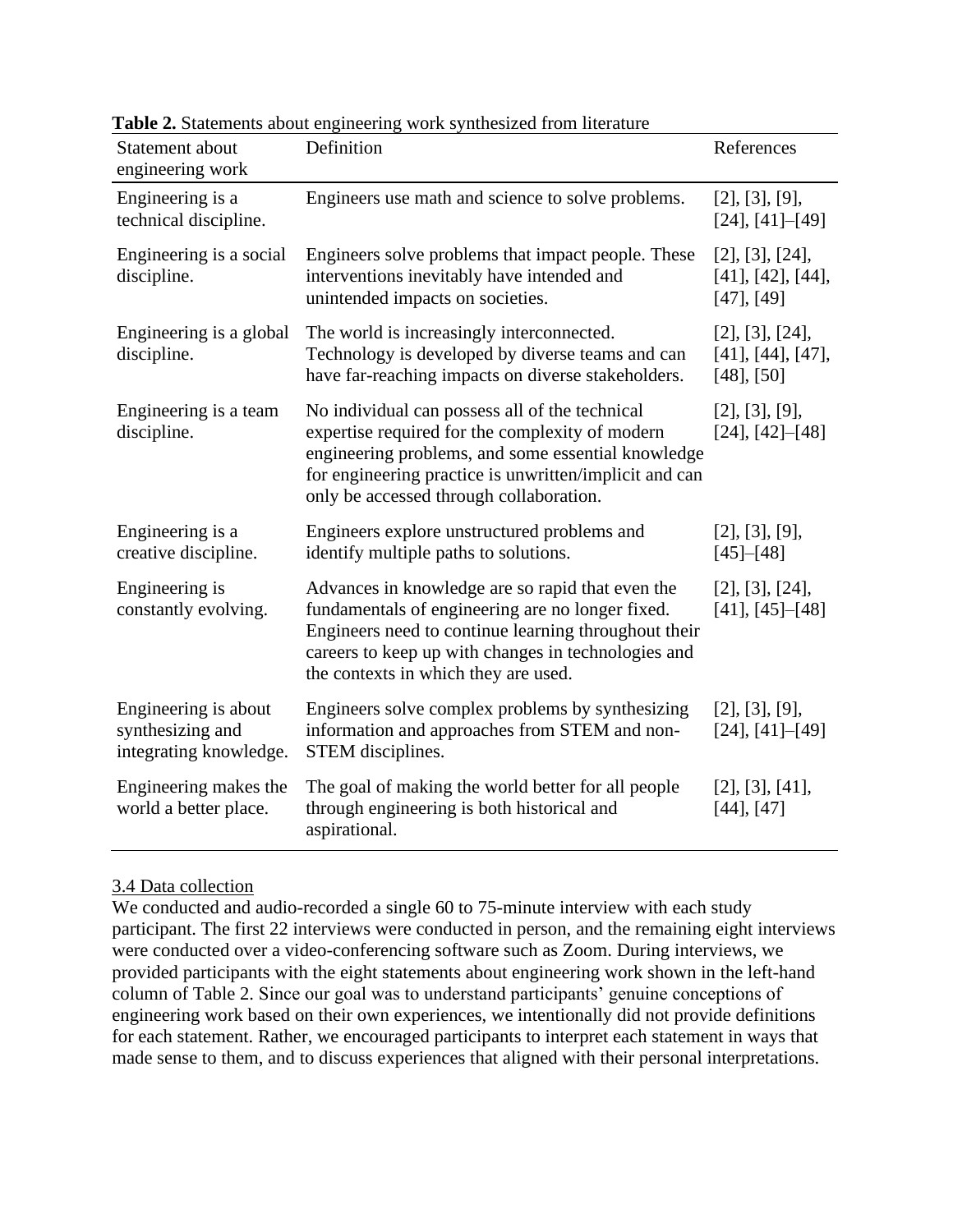**Table 2.** Statements about engineering work synthesized from literature

| Statement about engineering work | Definition | References |
|---|---|---|
| Engineering is a technical discipline. | Engineers use math and science to solve problems. | [2], [3], [9], [24], [41]–[49] |
| Engineering is a social discipline. | Engineers solve problems that impact people. These interventions inevitably have intended and unintended impacts on societies. | [2], [3], [24], [41], [42], [44], [47], [49] |
| Engineering is a global discipline. | The world is increasingly interconnected. Technology is developed by diverse teams and can have far-reaching impacts on diverse stakeholders. | [2], [3], [24], [41], [44], [47], [48], [50] |
| Engineering is a team discipline. | No individual can possess all of the technical expertise required for the complexity of modern engineering problems, and some essential knowledge for engineering practice is unwritten/implicit and can only be accessed through collaboration. | [2], [3], [9], [24], [42]–[48] |
| Engineering is a creative discipline. | Engineers explore unstructured problems and identify multiple paths to solutions. | [2], [3], [9], [45]–[48] |
| Engineering is constantly evolving. | Advances in knowledge are so rapid that even the fundamentals of engineering are no longer fixed. Engineers need to continue learning throughout their careers to keep up with changes in technologies and the contexts in which they are used. | [2], [3], [24], [41], [45]–[48] |
| Engineering is about synthesizing and integrating knowledge. | Engineers solve complex problems by synthesizing information and approaches from STEM and non-STEM disciplines. | [2], [3], [9], [24], [41]–[49] |
| Engineering makes the world a better place. | The goal of making the world better for all people through engineering is both historical and aspirational. | [2], [3], [41], [44], [47] |

### 3.4 Data collection

We conducted and audio-recorded a single 60 to 75-minute interview with each study participant. The first 22 interviews were conducted in person, and the remaining eight interviews were conducted over a video-conferencing software such as Zoom. During interviews, we provided participants with the eight statements about engineering work shown in the left-hand column of Table 2. Since our goal was to understand participants' genuine conceptions of engineering work based on their own experiences, we intentionally did not provide definitions for each statement. Rather, we encouraged participants to interpret each statement in ways that made sense to them, and to discuss experiences that aligned with their personal interpretations.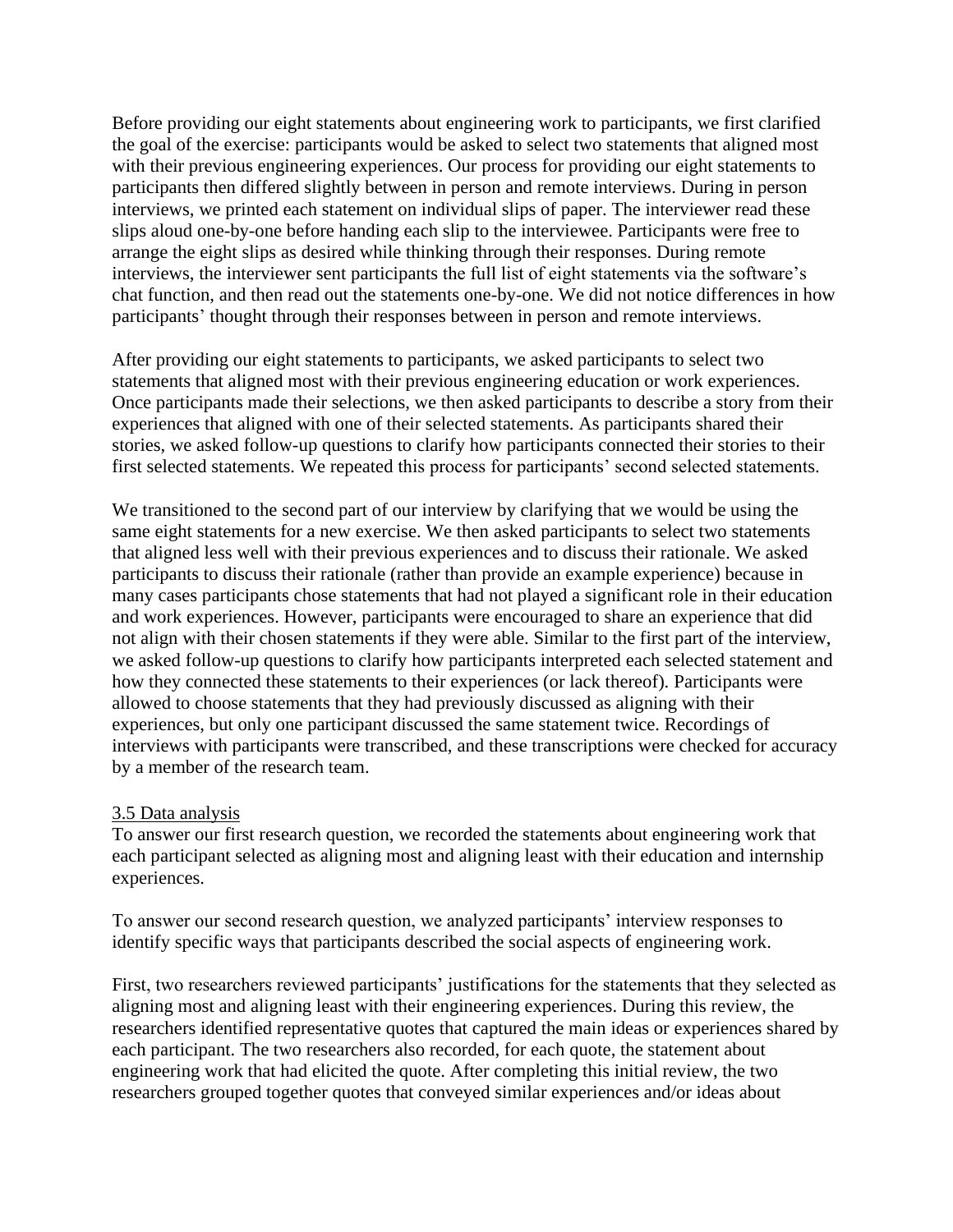Before providing our eight statements about engineering work to participants, we first clarified the goal of the exercise: participants would be asked to select two statements that aligned most with their previous engineering experiences. Our process for providing our eight statements to participants then differed slightly between in person and remote interviews. During in person interviews, we printed each statement on individual slips of paper. The interviewer read these slips aloud one-by-one before handing each slip to the interviewee. Participants were free to arrange the eight slips as desired while thinking through their responses. During remote interviews, the interviewer sent participants the full list of eight statements via the software's chat function, and then read out the statements one-by-one. We did not notice differences in how participants' thought through their responses between in person and remote interviews.

After providing our eight statements to participants, we asked participants to select two statements that aligned most with their previous engineering education or work experiences. Once participants made their selections, we then asked participants to describe a story from their experiences that aligned with one of their selected statements. As participants shared their stories, we asked follow-up questions to clarify how participants connected their stories to their first selected statements. We repeated this process for participants' second selected statements.

We transitioned to the second part of our interview by clarifying that we would be using the same eight statements for a new exercise. We then asked participants to select two statements that aligned less well with their previous experiences and to discuss their rationale. We asked participants to discuss their rationale (rather than provide an example experience) because in many cases participants chose statements that had not played a significant role in their education and work experiences. However, participants were encouraged to share an experience that did not align with their chosen statements if they were able. Similar to the first part of the interview, we asked follow-up questions to clarify how participants interpreted each selected statement and how they connected these statements to their experiences (or lack thereof). Participants were allowed to choose statements that they had previously discussed as aligning with their experiences, but only one participant discussed the same statement twice. Recordings of interviews with participants were transcribed, and these transcriptions were checked for accuracy by a member of the research team.

### 3.5 Data analysis

To answer our first research question, we recorded the statements about engineering work that each participant selected as aligning most and aligning least with their education and internship experiences.

To answer our second research question, we analyzed participants' interview responses to identify specific ways that participants described the social aspects of engineering work.

First, two researchers reviewed participants' justifications for the statements that they selected as aligning most and aligning least with their engineering experiences. During this review, the researchers identified representative quotes that captured the main ideas or experiences shared by each participant. The two researchers also recorded, for each quote, the statement about engineering work that had elicited the quote. After completing this initial review, the two researchers grouped together quotes that conveyed similar experiences and/or ideas about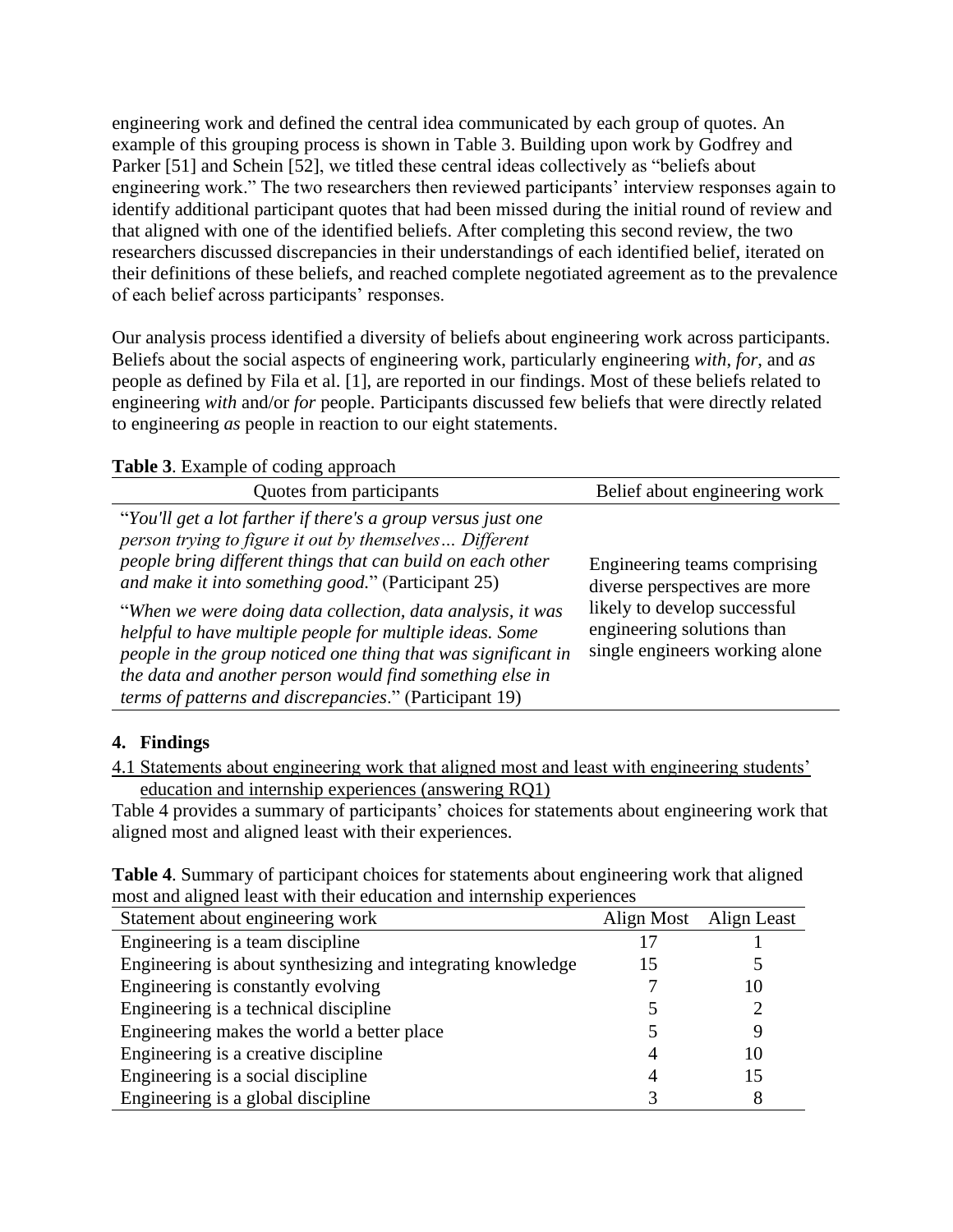engineering work and defined the central idea communicated by each group of quotes. An example of this grouping process is shown in Table 3. Building upon work by Godfrey and Parker [51] and Schein [52], we titled these central ideas collectively as "beliefs about engineering work." The two researchers then reviewed participants' interview responses again to identify additional participant quotes that had been missed during the initial round of review and that aligned with one of the identified beliefs. After completing this second review, the two researchers discussed discrepancies in their understandings of each identified belief, iterated on their definitions of these beliefs, and reached complete negotiated agreement as to the prevalence of each belief across participants' responses.

Our analysis process identified a diversity of beliefs about engineering work across participants. Beliefs about the social aspects of engineering work, particularly engineering *with*, *for*, and *as* people as defined by Fila et al. [1], are reported in our findings. Most of these beliefs related to engineering *with* and/or *for* people. Participants discussed few beliefs that were directly related to engineering *as* people in reaction to our eight statements.

**Table 3**. Example of coding approach

| Quotes from participants | Belief about engineering work |
|---|---|
| "*You'll get a lot farther if there's a group versus just one person trying to figure it out by themselves… Different people bring different things that can build on each other and make it into something good.*" (Participant 25) "*When we were doing data collection, data analysis, it was helpful to have multiple people for multiple ideas. Some people in the group noticed one thing that was significant in the data and another person would find something else in terms of patterns and discrepancies*." (Participant 19) | Engineering teams comprising diverse perspectives are more likely to develop successful engineering solutions than single engineers working alone |

## 4. Findings

4.1 Statements about engineering work that aligned most and least with engineering students' education and internship experiences (answering RQ1)

Table 4 provides a summary of participants' choices for statements about engineering work that aligned most and aligned least with their experiences.

**Table 4**. Summary of participant choices for statements about engineering work that aligned most and aligned least with their education and internship experiences

| Statement about engineering work | Align Most | Align Least |
|---|---|---|
| Engineering is a team discipline | 17 | 1 |
| Engineering is about synthesizing and integrating knowledge | 15 | 5 |
| Engineering is constantly evolving | 7 | 10 |
| Engineering is a technical discipline | 5 | 2 |
| Engineering makes the world a better place | 5 | 9 |
| Engineering is a creative discipline | 4 | 10 |
| Engineering is a social discipline | 4 | 15 |
| Engineering is a global discipline | 3 | 8 |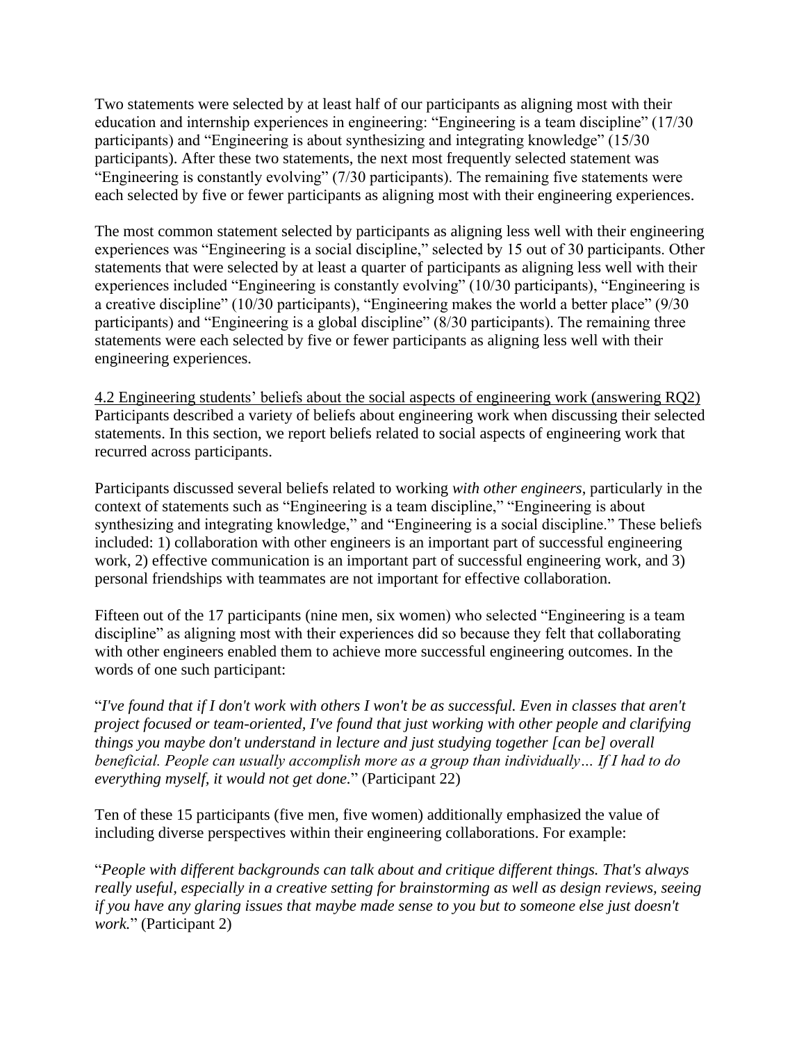Two statements were selected by at least half of our participants as aligning most with their education and internship experiences in engineering: "Engineering is a team discipline" (17/30 participants) and "Engineering is about synthesizing and integrating knowledge" (15/30 participants). After these two statements, the next most frequently selected statement was "Engineering is constantly evolving" (7/30 participants). The remaining five statements were each selected by five or fewer participants as aligning most with their engineering experiences.

The most common statement selected by participants as aligning less well with their engineering experiences was "Engineering is a social discipline," selected by 15 out of 30 participants. Other statements that were selected by at least a quarter of participants as aligning less well with their experiences included "Engineering is constantly evolving" (10/30 participants), "Engineering is a creative discipline" (10/30 participants), "Engineering makes the world a better place" (9/30 participants) and "Engineering is a global discipline" (8/30 participants). The remaining three statements were each selected by five or fewer participants as aligning less well with their engineering experiences.

### 4.2 Engineering students' beliefs about the social aspects of engineering work (answering RQ2)

Participants described a variety of beliefs about engineering work when discussing their selected statements. In this section, we report beliefs related to social aspects of engineering work that recurred across participants.

Participants discussed several beliefs related to working *with other engineers*, particularly in the context of statements such as "Engineering is a team discipline," "Engineering is about synthesizing and integrating knowledge," and "Engineering is a social discipline." These beliefs included: 1) collaboration with other engineers is an important part of successful engineering work, 2) effective communication is an important part of successful engineering work, and 3) personal friendships with teammates are not important for effective collaboration.

Fifteen out of the 17 participants (nine men, six women) who selected "Engineering is a team discipline" as aligning most with their experiences did so because they felt that collaborating with other engineers enabled them to achieve more successful engineering outcomes. In the words of one such participant:

"*I've found that if I don't work with others I won't be as successful. Even in classes that aren't project focused or team-oriented, I've found that just working with other people and clarifying things you maybe don't understand in lecture and just studying together [can be] overall beneficial. People can usually accomplish more as a group than individually… If I had to do everything myself, it would not get done.*" (Participant 22)

Ten of these 15 participants (five men, five women) additionally emphasized the value of including diverse perspectives within their engineering collaborations. For example:

"*People with different backgrounds can talk about and critique different things. That's always really useful, especially in a creative setting for brainstorming as well as design reviews, seeing if you have any glaring issues that maybe made sense to you but to someone else just doesn't work.*" (Participant 2)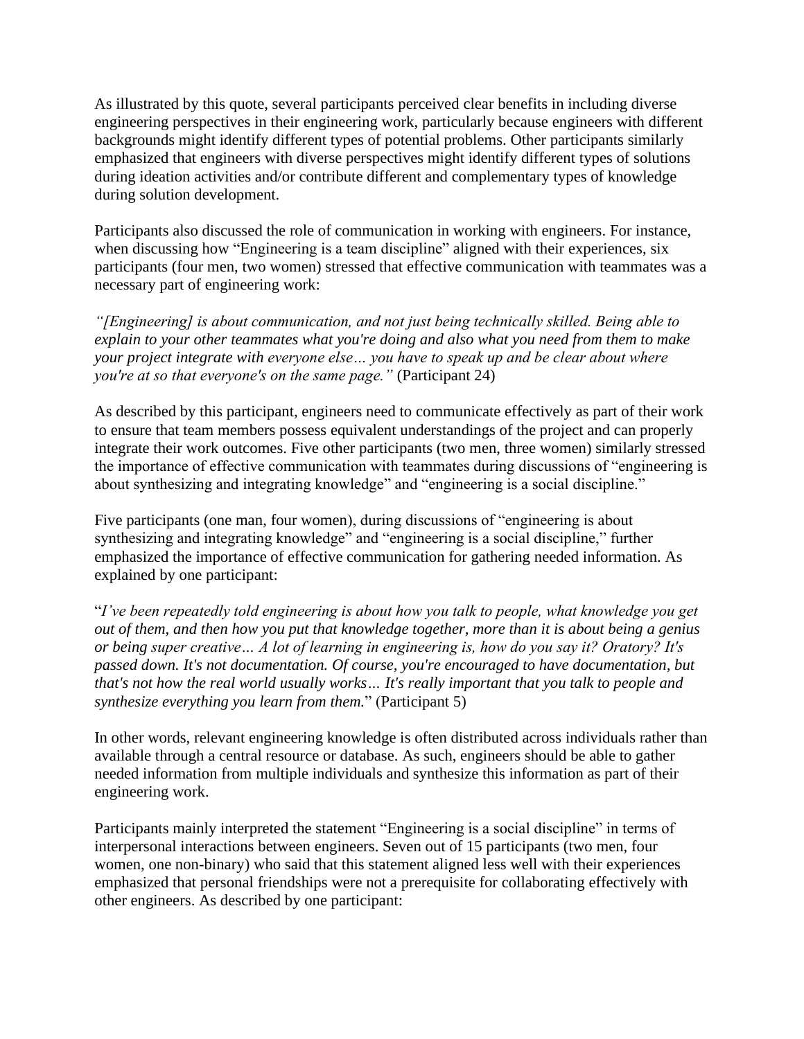As illustrated by this quote, several participants perceived clear benefits in including diverse engineering perspectives in their engineering work, particularly because engineers with different backgrounds might identify different types of potential problems. Other participants similarly emphasized that engineers with diverse perspectives might identify different types of solutions during ideation activities and/or contribute different and complementary types of knowledge during solution development.

Participants also discussed the role of communication in working with engineers. For instance, when discussing how "Engineering is a team discipline" aligned with their experiences, six participants (four men, two women) stressed that effective communication with teammates was a necessary part of engineering work:

*"[Engineering] is about communication, and not just being technically skilled. Being able to explain to your other teammates what you're doing and also what you need from them to make your project integrate with everyone else… you have to speak up and be clear about where you're at so that everyone's on the same page."* (Participant 24)

As described by this participant, engineers need to communicate effectively as part of their work to ensure that team members possess equivalent understandings of the project and can properly integrate their work outcomes. Five other participants (two men, three women) similarly stressed the importance of effective communication with teammates during discussions of "engineering is about synthesizing and integrating knowledge" and "engineering is a social discipline."

Five participants (one man, four women), during discussions of "engineering is about synthesizing and integrating knowledge" and "engineering is a social discipline," further emphasized the importance of effective communication for gathering needed information. As explained by one participant:

"*I've been repeatedly told engineering is about how you talk to people, what knowledge you get out of them, and then how you put that knowledge together, more than it is about being a genius or being super creative… A lot of learning in engineering is, how do you say it? Oratory? It's passed down. It's not documentation. Of course, you're encouraged to have documentation, but that's not how the real world usually works… It's really important that you talk to people and synthesize everything you learn from them.*" (Participant 5)

In other words, relevant engineering knowledge is often distributed across individuals rather than available through a central resource or database. As such, engineers should be able to gather needed information from multiple individuals and synthesize this information as part of their engineering work.

Participants mainly interpreted the statement "Engineering is a social discipline" in terms of interpersonal interactions between engineers. Seven out of 15 participants (two men, four women, one non-binary) who said that this statement aligned less well with their experiences emphasized that personal friendships were not a prerequisite for collaborating effectively with other engineers. As described by one participant: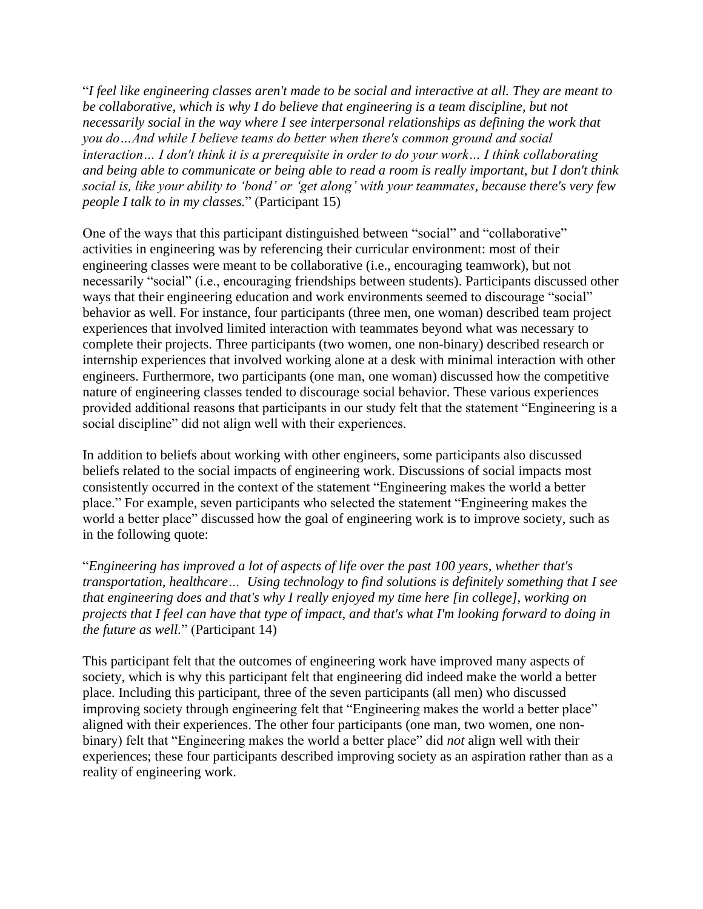"*I feel like engineering classes aren't made to be social and interactive at all. They are meant to be collaborative, which is why I do believe that engineering is a team discipline, but not necessarily social in the way where I see interpersonal relationships as defining the work that you do…And while I believe teams do better when there's common ground and social interaction… I don't think it is a prerequisite in order to do your work… I think collaborating and being able to communicate or being able to read a room is really important, but I don't think social is, like your ability to 'bond' or 'get along' with your teammates, because there's very few people I talk to in my classes.*" (Participant 15)

One of the ways that this participant distinguished between "social" and "collaborative" activities in engineering was by referencing their curricular environment: most of their engineering classes were meant to be collaborative (i.e., encouraging teamwork), but not necessarily "social" (i.e., encouraging friendships between students). Participants discussed other ways that their engineering education and work environments seemed to discourage "social" behavior as well. For instance, four participants (three men, one woman) described team project experiences that involved limited interaction with teammates beyond what was necessary to complete their projects. Three participants (two women, one non-binary) described research or internship experiences that involved working alone at a desk with minimal interaction with other engineers. Furthermore, two participants (one man, one woman) discussed how the competitive nature of engineering classes tended to discourage social behavior. These various experiences provided additional reasons that participants in our study felt that the statement "Engineering is a social discipline" did not align well with their experiences.

In addition to beliefs about working with other engineers, some participants also discussed beliefs related to the social impacts of engineering work. Discussions of social impacts most consistently occurred in the context of the statement "Engineering makes the world a better place." For example, seven participants who selected the statement "Engineering makes the world a better place" discussed how the goal of engineering work is to improve society, such as in the following quote:

"*Engineering has improved a lot of aspects of life over the past 100 years, whether that's transportation, healthcare… Using technology to find solutions is definitely something that I see that engineering does and that's why I really enjoyed my time here [in college], working on projects that I feel can have that type of impact, and that's what I'm looking forward to doing in the future as well.*" (Participant 14)

This participant felt that the outcomes of engineering work have improved many aspects of society, which is why this participant felt that engineering did indeed make the world a better place. Including this participant, three of the seven participants (all men) who discussed improving society through engineering felt that "Engineering makes the world a better place" aligned with their experiences. The other four participants (one man, two women, one non-binary) felt that "Engineering makes the world a better place" did *not* align well with their experiences; these four participants described improving society as an aspiration rather than as a reality of engineering work.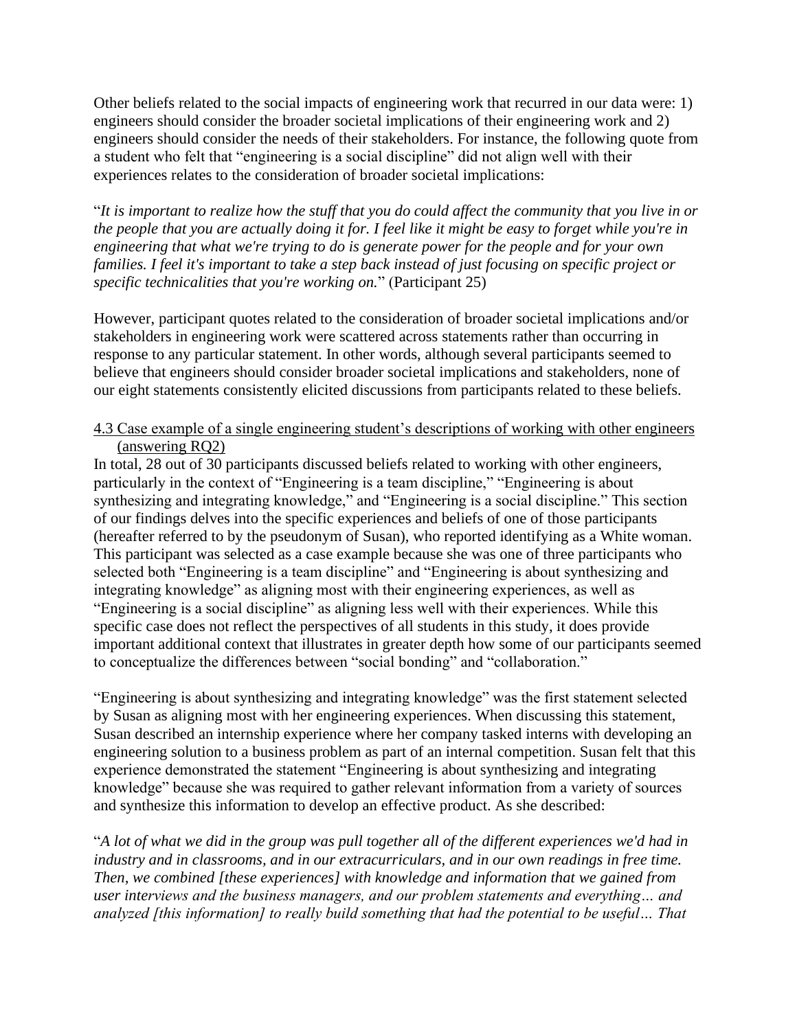Other beliefs related to the social impacts of engineering work that recurred in our data were: 1) engineers should consider the broader societal implications of their engineering work and 2) engineers should consider the needs of their stakeholders. For instance, the following quote from a student who felt that "engineering is a social discipline" did not align well with their experiences relates to the consideration of broader societal implications:

"*It is important to realize how the stuff that you do could affect the community that you live in or the people that you are actually doing it for. I feel like it might be easy to forget while you're in engineering that what we're trying to do is generate power for the people and for your own families. I feel it's important to take a step back instead of just focusing on specific project or specific technicalities that you're working on.*" (Participant 25)

However, participant quotes related to the consideration of broader societal implications and/or stakeholders in engineering work were scattered across statements rather than occurring in response to any particular statement. In other words, although several participants seemed to believe that engineers should consider broader societal implications and stakeholders, none of our eight statements consistently elicited discussions from participants related to these beliefs.

### 4.3 Case example of a single engineering student's descriptions of working with other engineers (answering RQ2)

In total, 28 out of 30 participants discussed beliefs related to working with other engineers, particularly in the context of "Engineering is a team discipline," "Engineering is about synthesizing and integrating knowledge," and "Engineering is a social discipline." This section of our findings delves into the specific experiences and beliefs of one of those participants (hereafter referred to by the pseudonym of Susan), who reported identifying as a White woman. This participant was selected as a case example because she was one of three participants who selected both "Engineering is a team discipline" and "Engineering is about synthesizing and integrating knowledge" as aligning most with their engineering experiences, as well as "Engineering is a social discipline" as aligning less well with their experiences. While this specific case does not reflect the perspectives of all students in this study, it does provide important additional context that illustrates in greater depth how some of our participants seemed to conceptualize the differences between "social bonding" and "collaboration."

"Engineering is about synthesizing and integrating knowledge" was the first statement selected by Susan as aligning most with her engineering experiences. When discussing this statement, Susan described an internship experience where her company tasked interns with developing an engineering solution to a business problem as part of an internal competition. Susan felt that this experience demonstrated the statement "Engineering is about synthesizing and integrating knowledge" because she was required to gather relevant information from a variety of sources and synthesize this information to develop an effective product. As she described:

"*A lot of what we did in the group was pull together all of the different experiences we'd had in industry and in classrooms, and in our extracurriculars, and in our own readings in free time. Then, we combined [these experiences] with knowledge and information that we gained from user interviews and the business managers, and our problem statements and everything… and analyzed [this information] to really build something that had the potential to be useful… That*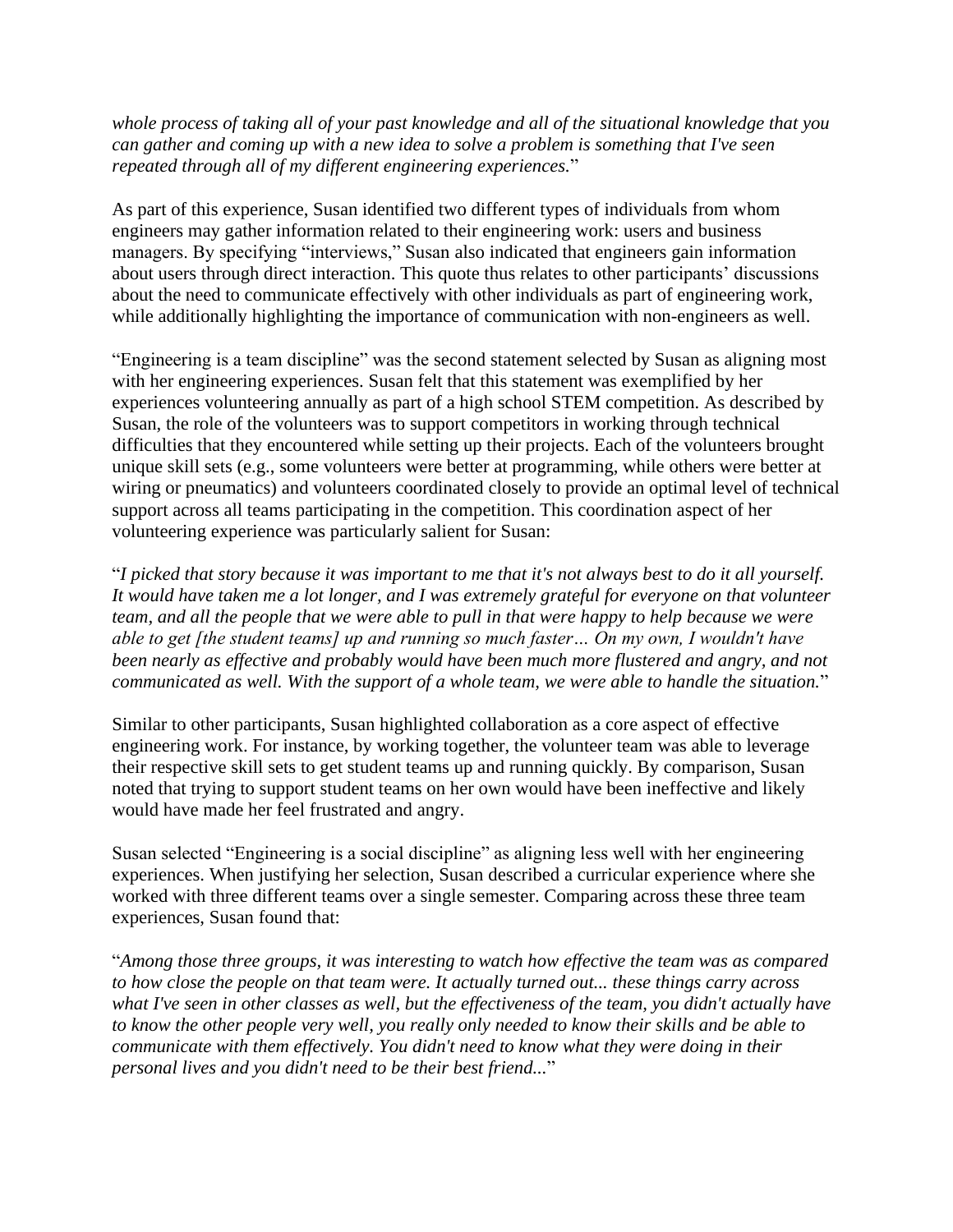*whole process of taking all of your past knowledge and all of the situational knowledge that you can gather and coming up with a new idea to solve a problem is something that I've seen repeated through all of my different engineering experiences.*"

As part of this experience, Susan identified two different types of individuals from whom engineers may gather information related to their engineering work: users and business managers. By specifying "interviews," Susan also indicated that engineers gain information about users through direct interaction. This quote thus relates to other participants' discussions about the need to communicate effectively with other individuals as part of engineering work, while additionally highlighting the importance of communication with non-engineers as well.

"Engineering is a team discipline" was the second statement selected by Susan as aligning most with her engineering experiences. Susan felt that this statement was exemplified by her experiences volunteering annually as part of a high school STEM competition. As described by Susan, the role of the volunteers was to support competitors in working through technical difficulties that they encountered while setting up their projects. Each of the volunteers brought unique skill sets (e.g., some volunteers were better at programming, while others were better at wiring or pneumatics) and volunteers coordinated closely to provide an optimal level of technical support across all teams participating in the competition. This coordination aspect of her volunteering experience was particularly salient for Susan:

"*I picked that story because it was important to me that it's not always best to do it all yourself. It would have taken me a lot longer, and I was extremely grateful for everyone on that volunteer team, and all the people that we were able to pull in that were happy to help because we were able to get [the student teams] up and running so much faster… On my own, I wouldn't have been nearly as effective and probably would have been much more flustered and angry, and not communicated as well. With the support of a whole team, we were able to handle the situation.*"

Similar to other participants, Susan highlighted collaboration as a core aspect of effective engineering work. For instance, by working together, the volunteer team was able to leverage their respective skill sets to get student teams up and running quickly. By comparison, Susan noted that trying to support student teams on her own would have been ineffective and likely would have made her feel frustrated and angry.

Susan selected "Engineering is a social discipline" as aligning less well with her engineering experiences. When justifying her selection, Susan described a curricular experience where she worked with three different teams over a single semester. Comparing across these three team experiences, Susan found that:

"*Among those three groups, it was interesting to watch how effective the team was as compared to how close the people on that team were. It actually turned out... these things carry across what I've seen in other classes as well, but the effectiveness of the team, you didn't actually have to know the other people very well, you really only needed to know their skills and be able to communicate with them effectively. You didn't need to know what they were doing in their personal lives and you didn't need to be their best friend...*"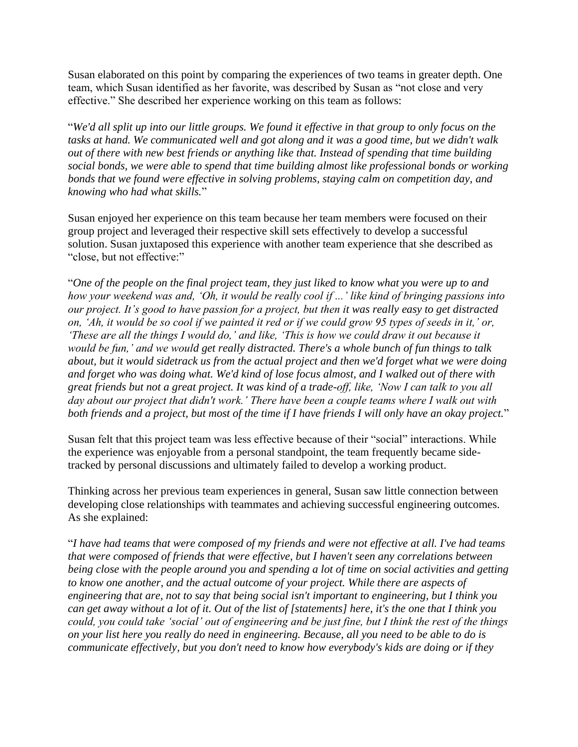Susan elaborated on this point by comparing the experiences of two teams in greater depth. One team, which Susan identified as her favorite, was described by Susan as "not close and very effective." She described her experience working on this team as follows:

"*We'd all split up into our little groups. We found it effective in that group to only focus on the tasks at hand. We communicated well and got along and it was a good time, but we didn't walk out of there with new best friends or anything like that. Instead of spending that time building social bonds, we were able to spend that time building almost like professional bonds or working bonds that we found were effective in solving problems, staying calm on competition day, and knowing who had what skills.*"

Susan enjoyed her experience on this team because her team members were focused on their group project and leveraged their respective skill sets effectively to develop a successful solution. Susan juxtaposed this experience with another team experience that she described as "close, but not effective:"

"*One of the people on the final project team, they just liked to know what you were up to and how your weekend was and, 'Oh, it would be really cool if …' like kind of bringing passions into our project. It's good to have passion for a project, but then it was really easy to get distracted on, 'Ah, it would be so cool if we painted it red or if we could grow 95 types of seeds in it,' or, 'These are all the things I would do,' and like, 'This is how we could draw it out because it would be fun,' and we would get really distracted. There's a whole bunch of fun things to talk about, but it would sidetrack us from the actual project and then we'd forget what we were doing and forget who was doing what. We'd kind of lose focus almost, and I walked out of there with great friends but not a great project. It was kind of a trade-off, like, 'Now I can talk to you all day about our project that didn't work.' There have been a couple teams where I walk out with both friends and a project, but most of the time if I have friends I will only have an okay project.*"

Susan felt that this project team was less effective because of their "social" interactions. While the experience was enjoyable from a personal standpoint, the team frequently became side-tracked by personal discussions and ultimately failed to develop a working product.

Thinking across her previous team experiences in general, Susan saw little connection between developing close relationships with teammates and achieving successful engineering outcomes. As she explained:

"*I have had teams that were composed of my friends and were not effective at all. I've had teams that were composed of friends that were effective, but I haven't seen any correlations between being close with the people around you and spending a lot of time on social activities and getting to know one another, and the actual outcome of your project. While there are aspects of engineering that are, not to say that being social isn't important to engineering, but I think you can get away without a lot of it. Out of the list of [statements] here, it's the one that I think you could, you could take 'social' out of engineering and be just fine, but I think the rest of the things on your list here you really do need in engineering. Because, all you need to be able to do is communicate effectively, but you don't need to know how everybody's kids are doing or if they*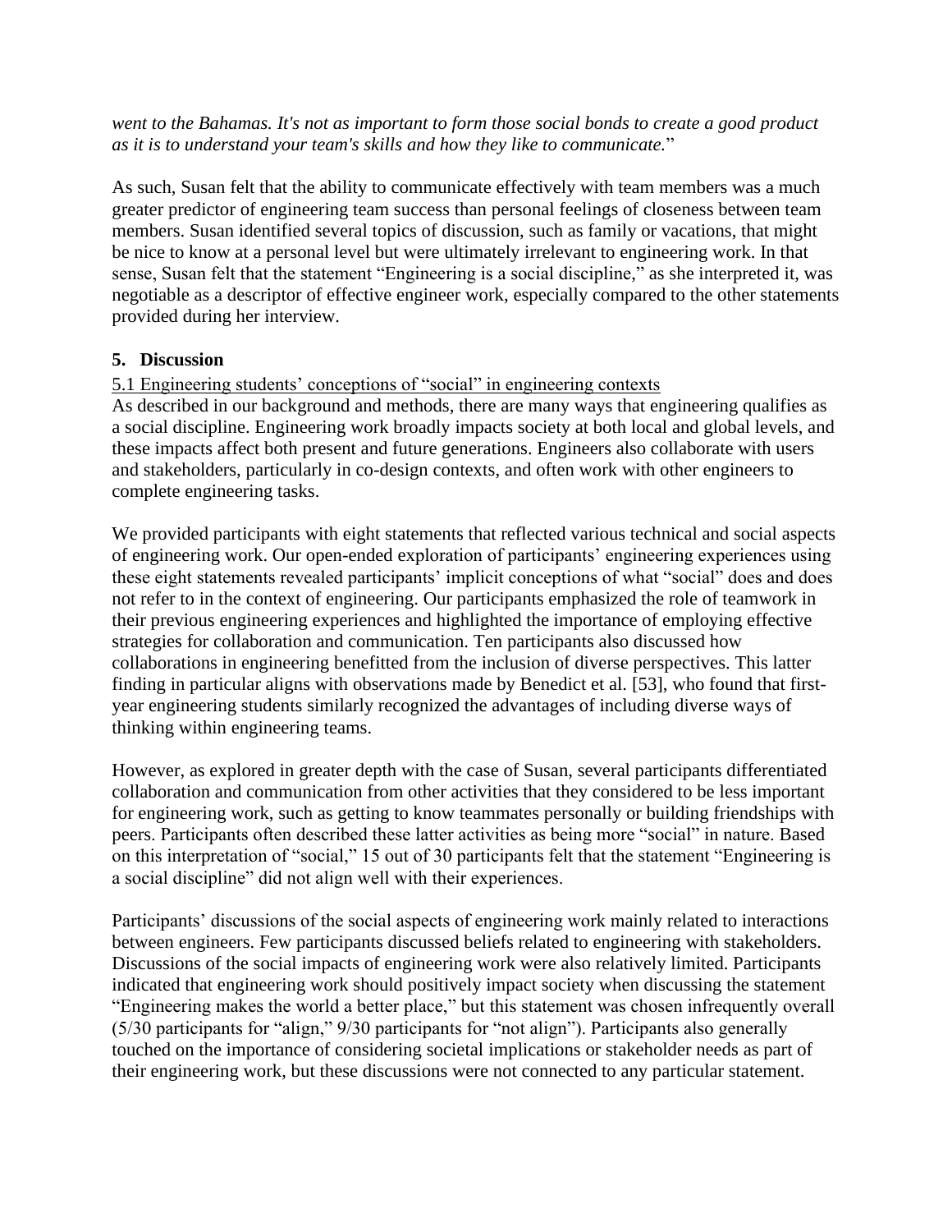*went to the Bahamas. It's not as important to form those social bonds to create a good product as it is to understand your team's skills and how they like to communicate.*"

As such, Susan felt that the ability to communicate effectively with team members was a much greater predictor of engineering team success than personal feelings of closeness between team members. Susan identified several topics of discussion, such as family or vacations, that might be nice to know at a personal level but were ultimately irrelevant to engineering work. In that sense, Susan felt that the statement "Engineering is a social discipline," as she interpreted it, was negotiable as a descriptor of effective engineer work, especially compared to the other statements provided during her interview.

## 5. Discussion

### 5.1 Engineering students' conceptions of "social" in engineering contexts

As described in our background and methods, there are many ways that engineering qualifies as a social discipline. Engineering work broadly impacts society at both local and global levels, and these impacts affect both present and future generations. Engineers also collaborate with users and stakeholders, particularly in co-design contexts, and often work with other engineers to complete engineering tasks.

We provided participants with eight statements that reflected various technical and social aspects of engineering work. Our open-ended exploration of participants' engineering experiences using these eight statements revealed participants' implicit conceptions of what "social" does and does not refer to in the context of engineering. Our participants emphasized the role of teamwork in their previous engineering experiences and highlighted the importance of employing effective strategies for collaboration and communication. Ten participants also discussed how collaborations in engineering benefitted from the inclusion of diverse perspectives. This latter finding in particular aligns with observations made by Benedict et al. [53], who found that first-year engineering students similarly recognized the advantages of including diverse ways of thinking within engineering teams.

However, as explored in greater depth with the case of Susan, several participants differentiated collaboration and communication from other activities that they considered to be less important for engineering work, such as getting to know teammates personally or building friendships with peers. Participants often described these latter activities as being more "social" in nature. Based on this interpretation of "social," 15 out of 30 participants felt that the statement "Engineering is a social discipline" did not align well with their experiences.

Participants' discussions of the social aspects of engineering work mainly related to interactions between engineers. Few participants discussed beliefs related to engineering with stakeholders. Discussions of the social impacts of engineering work were also relatively limited. Participants indicated that engineering work should positively impact society when discussing the statement "Engineering makes the world a better place," but this statement was chosen infrequently overall (5/30 participants for "align," 9/30 participants for "not align"). Participants also generally touched on the importance of considering societal implications or stakeholder needs as part of their engineering work, but these discussions were not connected to any particular statement.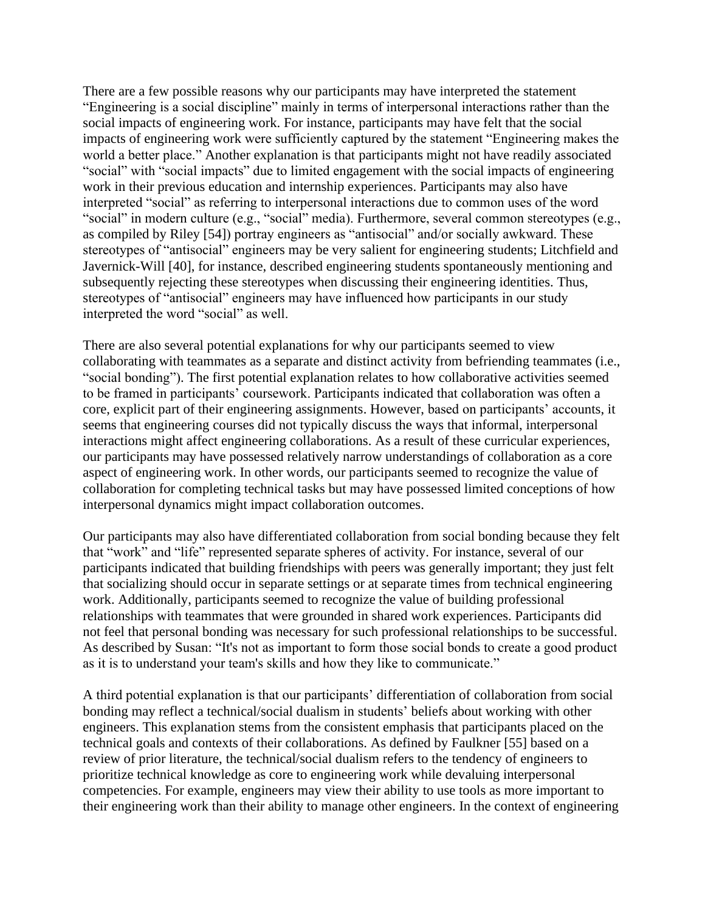There are a few possible reasons why our participants may have interpreted the statement "Engineering is a social discipline" mainly in terms of interpersonal interactions rather than the social impacts of engineering work. For instance, participants may have felt that the social impacts of engineering work were sufficiently captured by the statement "Engineering makes the world a better place." Another explanation is that participants might not have readily associated "social" with "social impacts" due to limited engagement with the social impacts of engineering work in their previous education and internship experiences. Participants may also have interpreted "social" as referring to interpersonal interactions due to common uses of the word "social" in modern culture (e.g., "social" media). Furthermore, several common stereotypes (e.g., as compiled by Riley [54]) portray engineers as "antisocial" and/or socially awkward. These stereotypes of "antisocial" engineers may be very salient for engineering students; Litchfield and Javernick-Will [40], for instance, described engineering students spontaneously mentioning and subsequently rejecting these stereotypes when discussing their engineering identities. Thus, stereotypes of "antisocial" engineers may have influenced how participants in our study interpreted the word "social" as well.

There are also several potential explanations for why our participants seemed to view collaborating with teammates as a separate and distinct activity from befriending teammates (i.e., "social bonding"). The first potential explanation relates to how collaborative activities seemed to be framed in participants' coursework. Participants indicated that collaboration was often a core, explicit part of their engineering assignments. However, based on participants' accounts, it seems that engineering courses did not typically discuss the ways that informal, interpersonal interactions might affect engineering collaborations. As a result of these curricular experiences, our participants may have possessed relatively narrow understandings of collaboration as a core aspect of engineering work. In other words, our participants seemed to recognize the value of collaboration for completing technical tasks but may have possessed limited conceptions of how interpersonal dynamics might impact collaboration outcomes.

Our participants may also have differentiated collaboration from social bonding because they felt that "work" and "life" represented separate spheres of activity. For instance, several of our participants indicated that building friendships with peers was generally important; they just felt that socializing should occur in separate settings or at separate times from technical engineering work. Additionally, participants seemed to recognize the value of building professional relationships with teammates that were grounded in shared work experiences. Participants did not feel that personal bonding was necessary for such professional relationships to be successful. As described by Susan: "It's not as important to form those social bonds to create a good product as it is to understand your team's skills and how they like to communicate."

A third potential explanation is that our participants' differentiation of collaboration from social bonding may reflect a technical/social dualism in students' beliefs about working with other engineers. This explanation stems from the consistent emphasis that participants placed on the technical goals and contexts of their collaborations. As defined by Faulkner [55] based on a review of prior literature, the technical/social dualism refers to the tendency of engineers to prioritize technical knowledge as core to engineering work while devaluing interpersonal competencies. For example, engineers may view their ability to use tools as more important to their engineering work than their ability to manage other engineers. In the context of engineering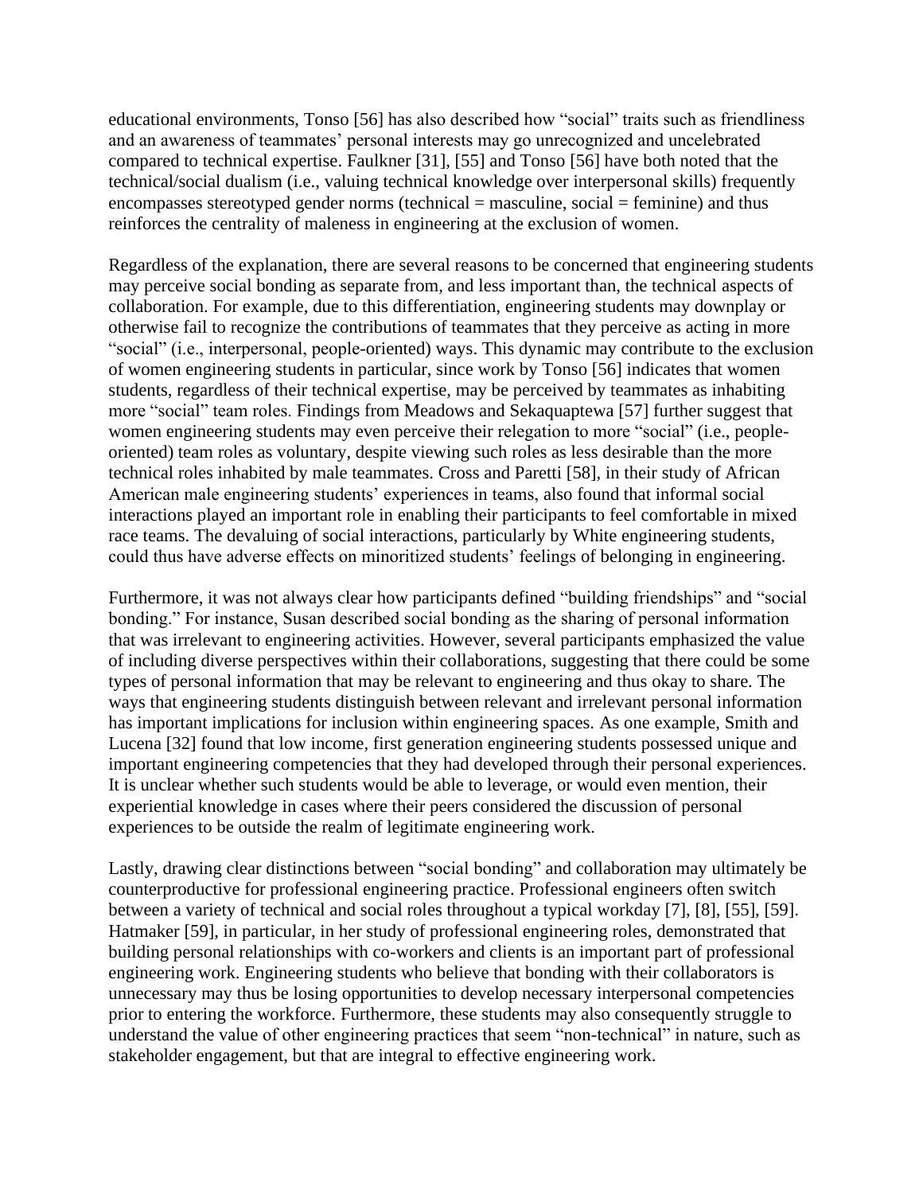educational environments, Tonso [56] has also described how "social" traits such as friendliness and an awareness of teammates' personal interests may go unrecognized and uncelebrated compared to technical expertise. Faulkner [31], [55] and Tonso [56] have both noted that the technical/social dualism (i.e., valuing technical knowledge over interpersonal skills) frequently encompasses stereotyped gender norms (technical = masculine, social = feminine) and thus reinforces the centrality of maleness in engineering at the exclusion of women.

Regardless of the explanation, there are several reasons to be concerned that engineering students may perceive social bonding as separate from, and less important than, the technical aspects of collaboration. For example, due to this differentiation, engineering students may downplay or otherwise fail to recognize the contributions of teammates that they perceive as acting in more "social" (i.e., interpersonal, people-oriented) ways. This dynamic may contribute to the exclusion of women engineering students in particular, since work by Tonso [56] indicates that women students, regardless of their technical expertise, may be perceived by teammates as inhabiting more "social" team roles. Findings from Meadows and Sekaquaptewa [57] further suggest that women engineering students may even perceive their relegation to more "social" (i.e., people-oriented) team roles as voluntary, despite viewing such roles as less desirable than the more technical roles inhabited by male teammates. Cross and Paretti [58], in their study of African American male engineering students' experiences in teams, also found that informal social interactions played an important role in enabling their participants to feel comfortable in mixed race teams. The devaluing of social interactions, particularly by White engineering students, could thus have adverse effects on minoritized students' feelings of belonging in engineering.

Furthermore, it was not always clear how participants defined "building friendships" and "social bonding." For instance, Susan described social bonding as the sharing of personal information that was irrelevant to engineering activities. However, several participants emphasized the value of including diverse perspectives within their collaborations, suggesting that there could be some types of personal information that may be relevant to engineering and thus okay to share. The ways that engineering students distinguish between relevant and irrelevant personal information has important implications for inclusion within engineering spaces. As one example, Smith and Lucena [32] found that low income, first generation engineering students possessed unique and important engineering competencies that they had developed through their personal experiences. It is unclear whether such students would be able to leverage, or would even mention, their experiential knowledge in cases where their peers considered the discussion of personal experiences to be outside the realm of legitimate engineering work.

Lastly, drawing clear distinctions between "social bonding" and collaboration may ultimately be counterproductive for professional engineering practice. Professional engineers often switch between a variety of technical and social roles throughout a typical workday [7], [8], [55], [59]. Hatmaker [59], in particular, in her study of professional engineering roles, demonstrated that building personal relationships with co-workers and clients is an important part of professional engineering work. Engineering students who believe that bonding with their collaborators is unnecessary may thus be losing opportunities to develop necessary interpersonal competencies prior to entering the workforce. Furthermore, these students may also consequently struggle to understand the value of other engineering practices that seem "non-technical" in nature, such as stakeholder engagement, but that are integral to effective engineering work.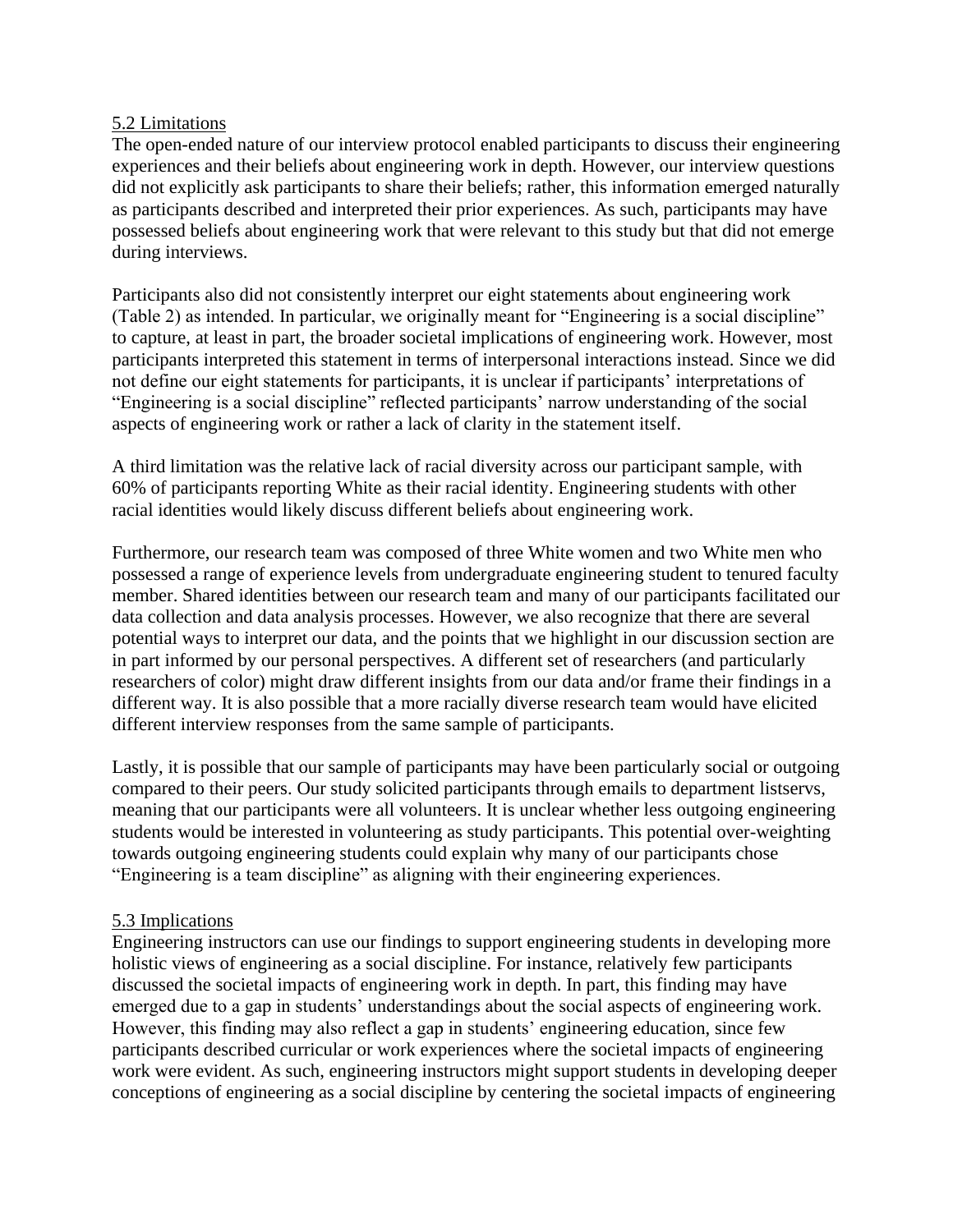### 5.2 Limitations

The open-ended nature of our interview protocol enabled participants to discuss their engineering experiences and their beliefs about engineering work in depth. However, our interview questions did not explicitly ask participants to share their beliefs; rather, this information emerged naturally as participants described and interpreted their prior experiences. As such, participants may have possessed beliefs about engineering work that were relevant to this study but that did not emerge during interviews.

Participants also did not consistently interpret our eight statements about engineering work (Table 2) as intended. In particular, we originally meant for "Engineering is a social discipline" to capture, at least in part, the broader societal implications of engineering work. However, most participants interpreted this statement in terms of interpersonal interactions instead. Since we did not define our eight statements for participants, it is unclear if participants' interpretations of "Engineering is a social discipline" reflected participants' narrow understanding of the social aspects of engineering work or rather a lack of clarity in the statement itself.

A third limitation was the relative lack of racial diversity across our participant sample, with 60% of participants reporting White as their racial identity. Engineering students with other racial identities would likely discuss different beliefs about engineering work.

Furthermore, our research team was composed of three White women and two White men who possessed a range of experience levels from undergraduate engineering student to tenured faculty member. Shared identities between our research team and many of our participants facilitated our data collection and data analysis processes. However, we also recognize that there are several potential ways to interpret our data, and the points that we highlight in our discussion section are in part informed by our personal perspectives. A different set of researchers (and particularly researchers of color) might draw different insights from our data and/or frame their findings in a different way. It is also possible that a more racially diverse research team would have elicited different interview responses from the same sample of participants.

Lastly, it is possible that our sample of participants may have been particularly social or outgoing compared to their peers. Our study solicited participants through emails to department listservs, meaning that our participants were all volunteers. It is unclear whether less outgoing engineering students would be interested in volunteering as study participants. This potential over-weighting towards outgoing engineering students could explain why many of our participants chose "Engineering is a team discipline" as aligning with their engineering experiences.

### 5.3 Implications

Engineering instructors can use our findings to support engineering students in developing more holistic views of engineering as a social discipline. For instance, relatively few participants discussed the societal impacts of engineering work in depth. In part, this finding may have emerged due to a gap in students' understandings about the social aspects of engineering work. However, this finding may also reflect a gap in students' engineering education, since few participants described curricular or work experiences where the societal impacts of engineering work were evident. As such, engineering instructors might support students in developing deeper conceptions of engineering as a social discipline by centering the societal impacts of engineering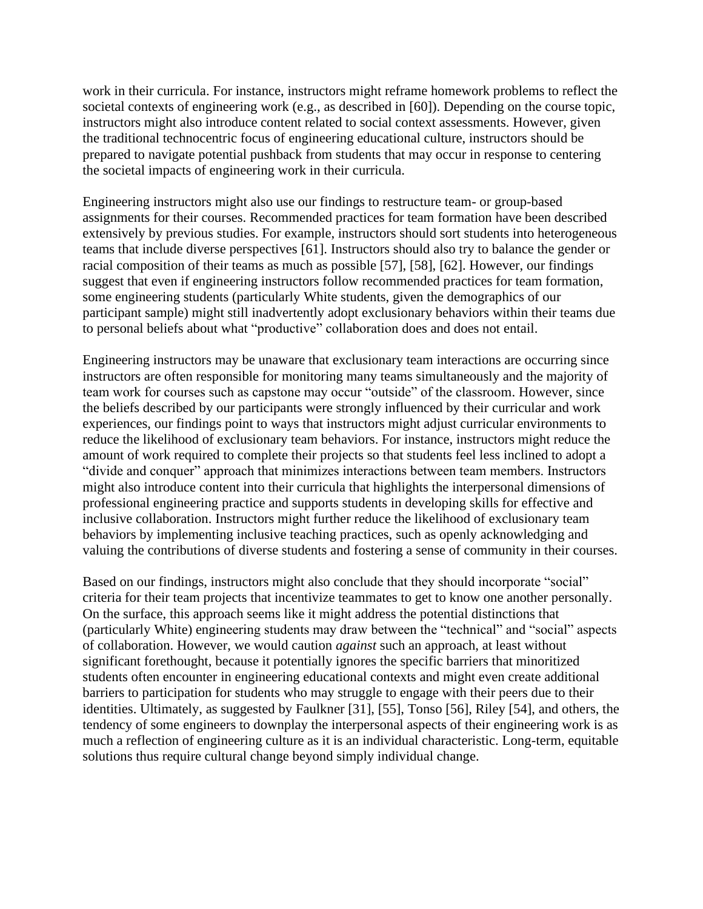work in their curricula. For instance, instructors might reframe homework problems to reflect the societal contexts of engineering work (e.g., as described in [60]). Depending on the course topic, instructors might also introduce content related to social context assessments. However, given the traditional technocentric focus of engineering educational culture, instructors should be prepared to navigate potential pushback from students that may occur in response to centering the societal impacts of engineering work in their curricula.

Engineering instructors might also use our findings to restructure team- or group-based assignments for their courses. Recommended practices for team formation have been described extensively by previous studies. For example, instructors should sort students into heterogeneous teams that include diverse perspectives [61]. Instructors should also try to balance the gender or racial composition of their teams as much as possible [57], [58], [62]. However, our findings suggest that even if engineering instructors follow recommended practices for team formation, some engineering students (particularly White students, given the demographics of our participant sample) might still inadvertently adopt exclusionary behaviors within their teams due to personal beliefs about what "productive" collaboration does and does not entail.

Engineering instructors may be unaware that exclusionary team interactions are occurring since instructors are often responsible for monitoring many teams simultaneously and the majority of team work for courses such as capstone may occur "outside" of the classroom. However, since the beliefs described by our participants were strongly influenced by their curricular and work experiences, our findings point to ways that instructors might adjust curricular environments to reduce the likelihood of exclusionary team behaviors. For instance, instructors might reduce the amount of work required to complete their projects so that students feel less inclined to adopt a "divide and conquer" approach that minimizes interactions between team members. Instructors might also introduce content into their curricula that highlights the interpersonal dimensions of professional engineering practice and supports students in developing skills for effective and inclusive collaboration. Instructors might further reduce the likelihood of exclusionary team behaviors by implementing inclusive teaching practices, such as openly acknowledging and valuing the contributions of diverse students and fostering a sense of community in their courses.

Based on our findings, instructors might also conclude that they should incorporate "social" criteria for their team projects that incentivize teammates to get to know one another personally. On the surface, this approach seems like it might address the potential distinctions that (particularly White) engineering students may draw between the "technical" and "social" aspects of collaboration. However, we would caution *against* such an approach, at least without significant forethought, because it potentially ignores the specific barriers that minoritized students often encounter in engineering educational contexts and might even create additional barriers to participation for students who may struggle to engage with their peers due to their identities. Ultimately, as suggested by Faulkner [31], [55], Tonso [56], Riley [54], and others, the tendency of some engineers to downplay the interpersonal aspects of their engineering work is as much a reflection of engineering culture as it is an individual characteristic. Long-term, equitable solutions thus require cultural change beyond simply individual change.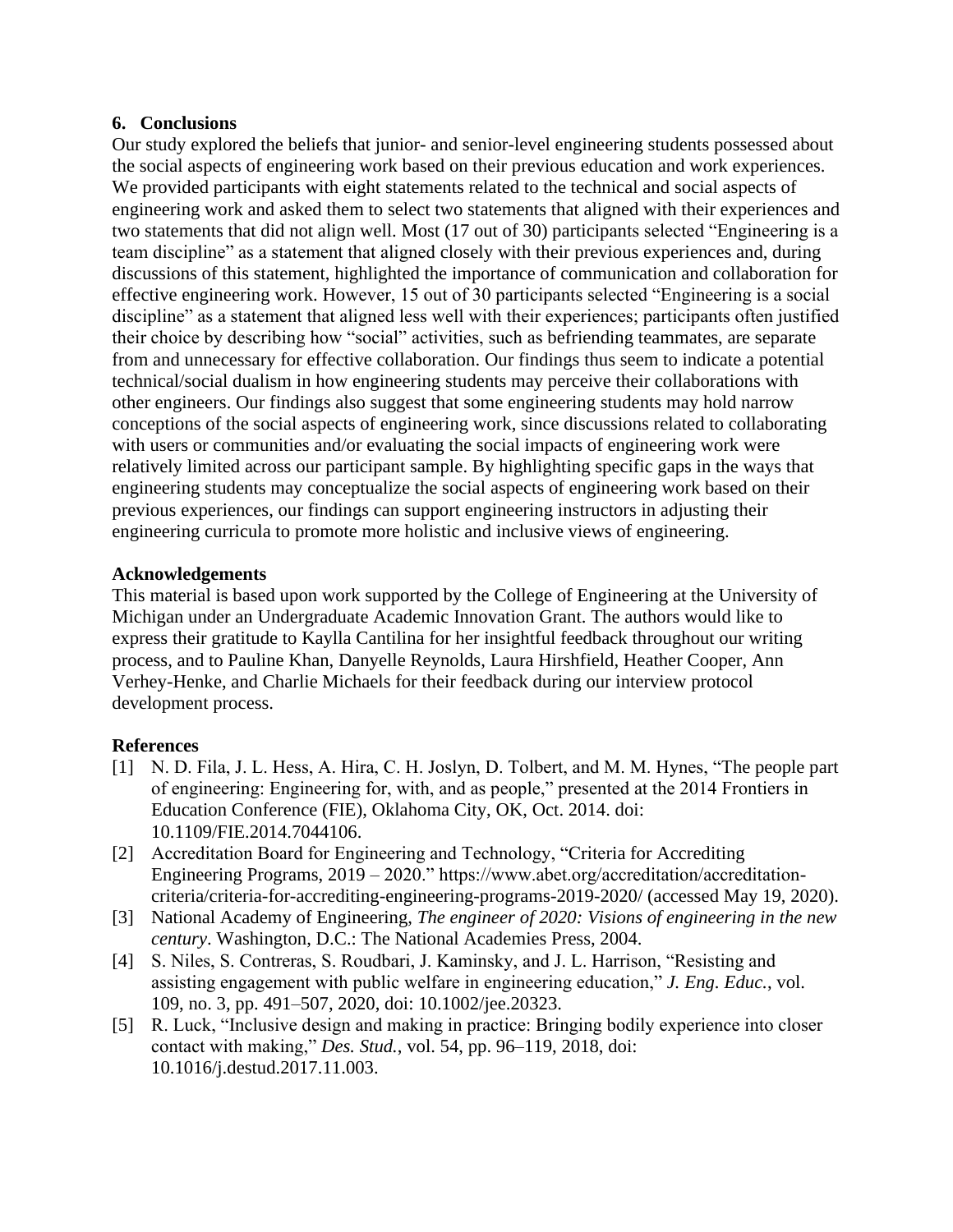## 6. Conclusions

Our study explored the beliefs that junior- and senior-level engineering students possessed about the social aspects of engineering work based on their previous education and work experiences. We provided participants with eight statements related to the technical and social aspects of engineering work and asked them to select two statements that aligned with their experiences and two statements that did not align well. Most (17 out of 30) participants selected "Engineering is a team discipline" as a statement that aligned closely with their previous experiences and, during discussions of this statement, highlighted the importance of communication and collaboration for effective engineering work. However, 15 out of 30 participants selected "Engineering is a social discipline" as a statement that aligned less well with their experiences; participants often justified their choice by describing how "social" activities, such as befriending teammates, are separate from and unnecessary for effective collaboration. Our findings thus seem to indicate a potential technical/social dualism in how engineering students may perceive their collaborations with other engineers. Our findings also suggest that some engineering students may hold narrow conceptions of the social aspects of engineering work, since discussions related to collaborating with users or communities and/or evaluating the social impacts of engineering work were relatively limited across our participant sample. By highlighting specific gaps in the ways that engineering students may conceptualize the social aspects of engineering work based on their previous experiences, our findings can support engineering instructors in adjusting their engineering curricula to promote more holistic and inclusive views of engineering.

## Acknowledgements

This material is based upon work supported by the College of Engineering at the University of Michigan under an Undergraduate Academic Innovation Grant. The authors would like to express their gratitude to Kaylla Cantilina for her insightful feedback throughout our writing process, and to Pauline Khan, Danyelle Reynolds, Laura Hirshfield, Heather Cooper, Ann Verhey-Henke, and Charlie Michaels for their feedback during our interview protocol development process.

## References

[1] N. D. Fila, J. L. Hess, A. Hira, C. H. Joslyn, D. Tolbert, and M. M. Hynes, "The people part of engineering: Engineering for, with, and as people," presented at the 2014 Frontiers in Education Conference (FIE), Oklahoma City, OK, Oct. 2014. doi: 10.1109/FIE.2014.7044106.

[2] Accreditation Board for Engineering and Technology, "Criteria for Accrediting Engineering Programs, 2019 – 2020." https://www.abet.org/accreditation/accreditation-criteria/criteria-for-accrediting-engineering-programs-2019-2020/ (accessed May 19, 2020).

[3] National Academy of Engineering, *The engineer of 2020: Visions of engineering in the new century*. Washington, D.C.: The National Academies Press, 2004.

[4] S. Niles, S. Contreras, S. Roudbari, J. Kaminsky, and J. L. Harrison, "Resisting and assisting engagement with public welfare in engineering education," *J. Eng. Educ.*, vol. 109, no. 3, pp. 491–507, 2020, doi: 10.1002/jee.20323.

[5] R. Luck, "Inclusive design and making in practice: Bringing bodily experience into closer contact with making," *Des. Stud.*, vol. 54, pp. 96–119, 2018, doi: 10.1016/j.destud.2017.11.003.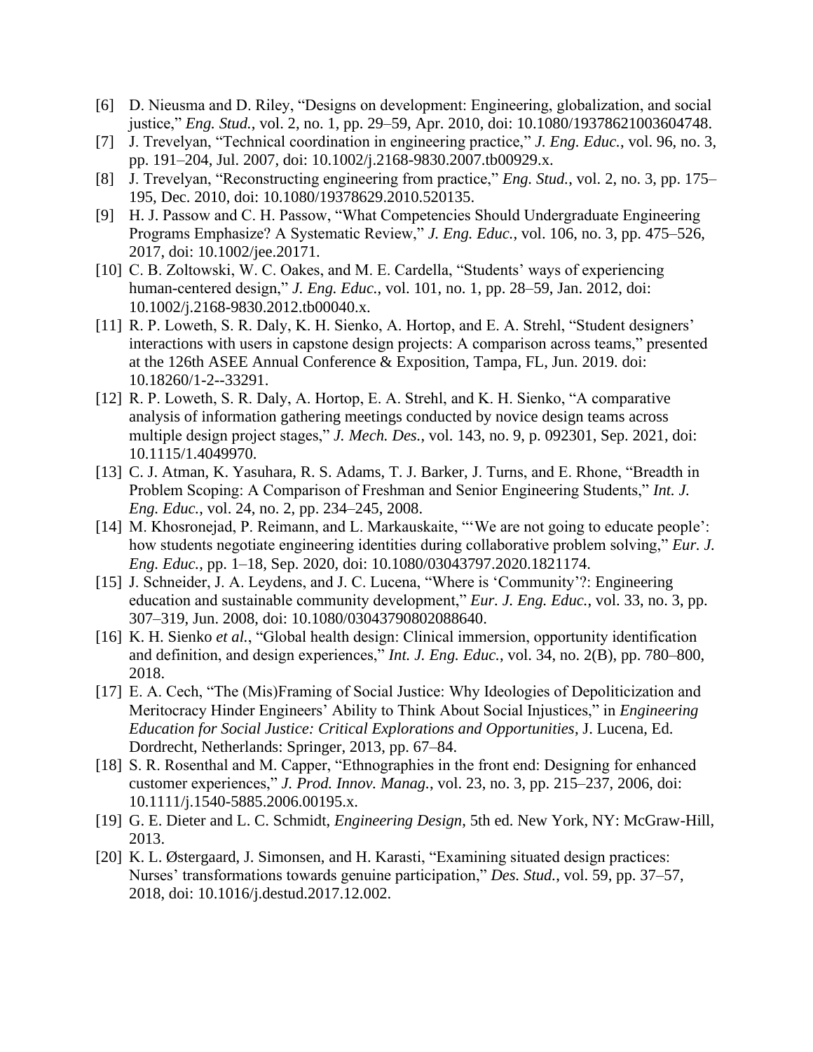[6] D. Nieusma and D. Riley, “Designs on development: Engineering, globalization, and social justice,” *Eng. Stud.*, vol. 2, no. 1, pp. 29–59, Apr. 2010, doi: 10.1080/19378621003604748.

[7] J. Trevelyan, “Technical coordination in engineering practice,” *J. Eng. Educ.*, vol. 96, no. 3, pp. 191–204, Jul. 2007, doi: 10.1002/j.2168-9830.2007.tb00929.x.

[8] J. Trevelyan, “Reconstructing engineering from practice,” *Eng. Stud.*, vol. 2, no. 3, pp. 175–195, Dec. 2010, doi: 10.1080/19378629.2010.520135.

[9] H. J. Passow and C. H. Passow, “What Competencies Should Undergraduate Engineering Programs Emphasize? A Systematic Review,” *J. Eng. Educ.*, vol. 106, no. 3, pp. 475–526, 2017, doi: 10.1002/jee.20171.

[10] C. B. Zoltowski, W. C. Oakes, and M. E. Cardella, “Students’ ways of experiencing human-centered design,” *J. Eng. Educ.*, vol. 101, no. 1, pp. 28–59, Jan. 2012, doi: 10.1002/j.2168-9830.2012.tb00040.x.

[11] R. P. Loweth, S. R. Daly, K. H. Sienko, A. Hortop, and E. A. Strehl, “Student designers’ interactions with users in capstone design projects: A comparison across teams,” presented at the 126th ASEE Annual Conference & Exposition, Tampa, FL, Jun. 2019. doi: 10.18260/1-2--33291.

[12] R. P. Loweth, S. R. Daly, A. Hortop, E. A. Strehl, and K. H. Sienko, “A comparative analysis of information gathering meetings conducted by novice design teams across multiple design project stages,” *J. Mech. Des.*, vol. 143, no. 9, p. 092301, Sep. 2021, doi: 10.1115/1.4049970.

[13] C. J. Atman, K. Yasuhara, R. S. Adams, T. J. Barker, J. Turns, and E. Rhone, “Breadth in Problem Scoping: A Comparison of Freshman and Senior Engineering Students,” *Int. J. Eng. Educ.*, vol. 24, no. 2, pp. 234–245, 2008.

[14] M. Khosronejad, P. Reimann, and L. Markauskaite, “‘We are not going to educate people’: how students negotiate engineering identities during collaborative problem solving,” *Eur. J. Eng. Educ.*, pp. 1–18, Sep. 2020, doi: 10.1080/03043797.2020.1821174.

[15] J. Schneider, J. A. Leydens, and J. C. Lucena, “Where is ‘Community’?: Engineering education and sustainable community development,” *Eur. J. Eng. Educ.*, vol. 33, no. 3, pp. 307–319, Jun. 2008, doi: 10.1080/03043790802088640.

[16] K. H. Sienko *et al.*, “Global health design: Clinical immersion, opportunity identification and definition, and design experiences,” *Int. J. Eng. Educ.*, vol. 34, no. 2(B), pp. 780–800, 2018.

[17] E. A. Cech, “The (Mis)Framing of Social Justice: Why Ideologies of Depoliticization and Meritocracy Hinder Engineers’ Ability to Think About Social Injustices,” in *Engineering Education for Social Justice: Critical Explorations and Opportunities*, J. Lucena, Ed. Dordrecht, Netherlands: Springer, 2013, pp. 67–84.

[18] S. R. Rosenthal and M. Capper, “Ethnographies in the front end: Designing for enhanced customer experiences,” *J. Prod. Innov. Manag.*, vol. 23, no. 3, pp. 215–237, 2006, doi: 10.1111/j.1540-5885.2006.00195.x.

[19] G. E. Dieter and L. C. Schmidt, *Engineering Design*, 5th ed. New York, NY: McGraw-Hill, 2013.

[20] K. L. Østergaard, J. Simonsen, and H. Karasti, “Examining situated design practices: Nurses’ transformations towards genuine participation,” *Des. Stud.*, vol. 59, pp. 37–57, 2018, doi: 10.1016/j.destud.2017.12.002.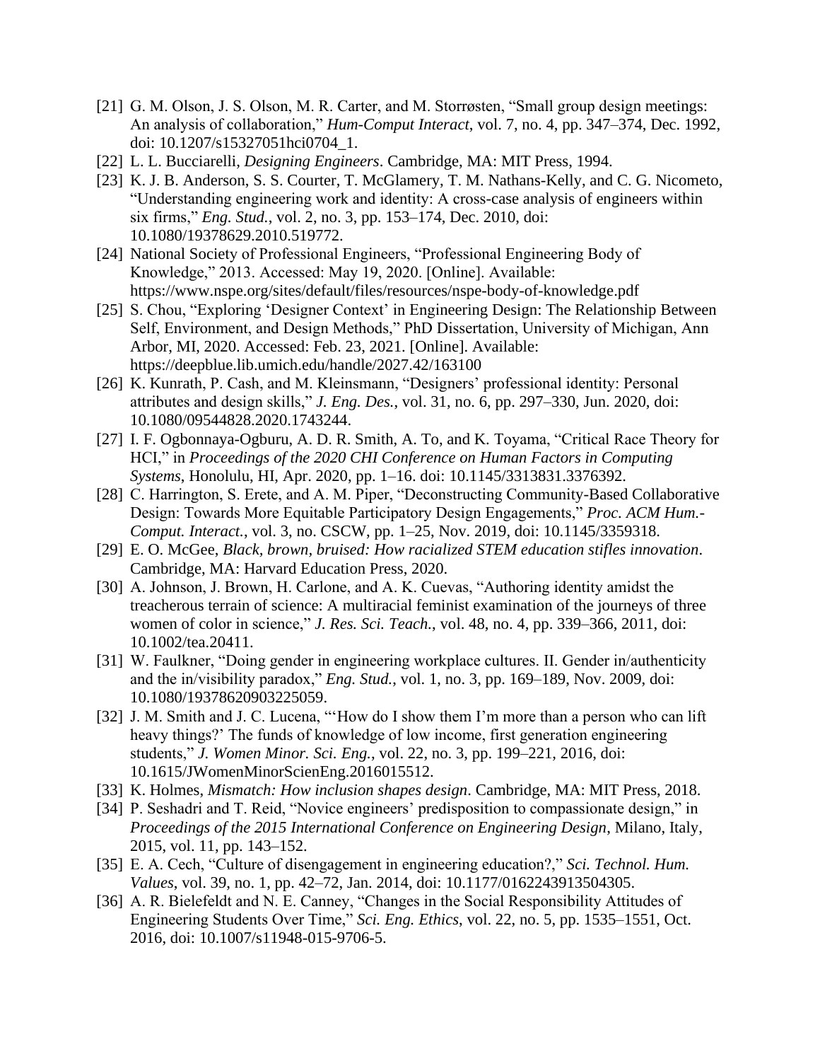[21] G. M. Olson, J. S. Olson, M. R. Carter, and M. Storrøsten, "Small group design meetings: An analysis of collaboration," *Hum-Comput Interact*, vol. 7, no. 4, pp. 347–374, Dec. 1992, doi: 10.1207/s15327051hci0704_1.

[22] L. L. Bucciarelli, *Designing Engineers*. Cambridge, MA: MIT Press, 1994.

[23] K. J. B. Anderson, S. S. Courter, T. McGlamery, T. M. Nathans-Kelly, and C. G. Nicometo, "Understanding engineering work and identity: A cross-case analysis of engineers within six firms," *Eng. Stud.*, vol. 2, no. 3, pp. 153–174, Dec. 2010, doi: 10.1080/19378629.2010.519772.

[24] National Society of Professional Engineers, "Professional Engineering Body of Knowledge," 2013. Accessed: May 19, 2020. [Online]. Available: https://www.nspe.org/sites/default/files/resources/nspe-body-of-knowledge.pdf

[25] S. Chou, "Exploring 'Designer Context' in Engineering Design: The Relationship Between Self, Environment, and Design Methods," PhD Dissertation, University of Michigan, Ann Arbor, MI, 2020. Accessed: Feb. 23, 2021. [Online]. Available: https://deepblue.lib.umich.edu/handle/2027.42/163100

[26] K. Kunrath, P. Cash, and M. Kleinsmann, "Designers' professional identity: Personal attributes and design skills," *J. Eng. Des.*, vol. 31, no. 6, pp. 297–330, Jun. 2020, doi: 10.1080/09544828.2020.1743244.

[27] I. F. Ogbonnaya-Ogburu, A. D. R. Smith, A. To, and K. Toyama, "Critical Race Theory for HCI," in *Proceedings of the 2020 CHI Conference on Human Factors in Computing Systems*, Honolulu, HI, Apr. 2020, pp. 1–16. doi: 10.1145/3313831.3376392.

[28] C. Harrington, S. Erete, and A. M. Piper, "Deconstructing Community-Based Collaborative Design: Towards More Equitable Participatory Design Engagements," *Proc. ACM Hum.-Comput. Interact.*, vol. 3, no. CSCW, pp. 1–25, Nov. 2019, doi: 10.1145/3359318.

[29] E. O. McGee, *Black, brown, bruised: How racialized STEM education stifles innovation*. Cambridge, MA: Harvard Education Press, 2020.

[30] A. Johnson, J. Brown, H. Carlone, and A. K. Cuevas, "Authoring identity amidst the treacherous terrain of science: A multiracial feminist examination of the journeys of three women of color in science," *J. Res. Sci. Teach.*, vol. 48, no. 4, pp. 339–366, 2011, doi: 10.1002/tea.20411.

[31] W. Faulkner, "Doing gender in engineering workplace cultures. II. Gender in/authenticity and the in/visibility paradox," *Eng. Stud.*, vol. 1, no. 3, pp. 169–189, Nov. 2009, doi: 10.1080/19378620903225059.

[32] J. M. Smith and J. C. Lucena, "'How do I show them I'm more than a person who can lift heavy things?' The funds of knowledge of low income, first generation engineering students," *J. Women Minor. Sci. Eng.*, vol. 22, no. 3, pp. 199–221, 2016, doi: 10.1615/JWomenMinorScienEng.2016015512.

[33] K. Holmes, *Mismatch: How inclusion shapes design*. Cambridge, MA: MIT Press, 2018.

[34] P. Seshadri and T. Reid, "Novice engineers' predisposition to compassionate design," in *Proceedings of the 2015 International Conference on Engineering Design*, Milano, Italy, 2015, vol. 11, pp. 143–152.

[35] E. A. Cech, "Culture of disengagement in engineering education?," *Sci. Technol. Hum. Values*, vol. 39, no. 1, pp. 42–72, Jan. 2014, doi: 10.1177/0162243913504305.

[36] A. R. Bielefeldt and N. E. Canney, "Changes in the Social Responsibility Attitudes of Engineering Students Over Time," *Sci. Eng. Ethics*, vol. 22, no. 5, pp. 1535–1551, Oct. 2016, doi: 10.1007/s11948-015-9706-5.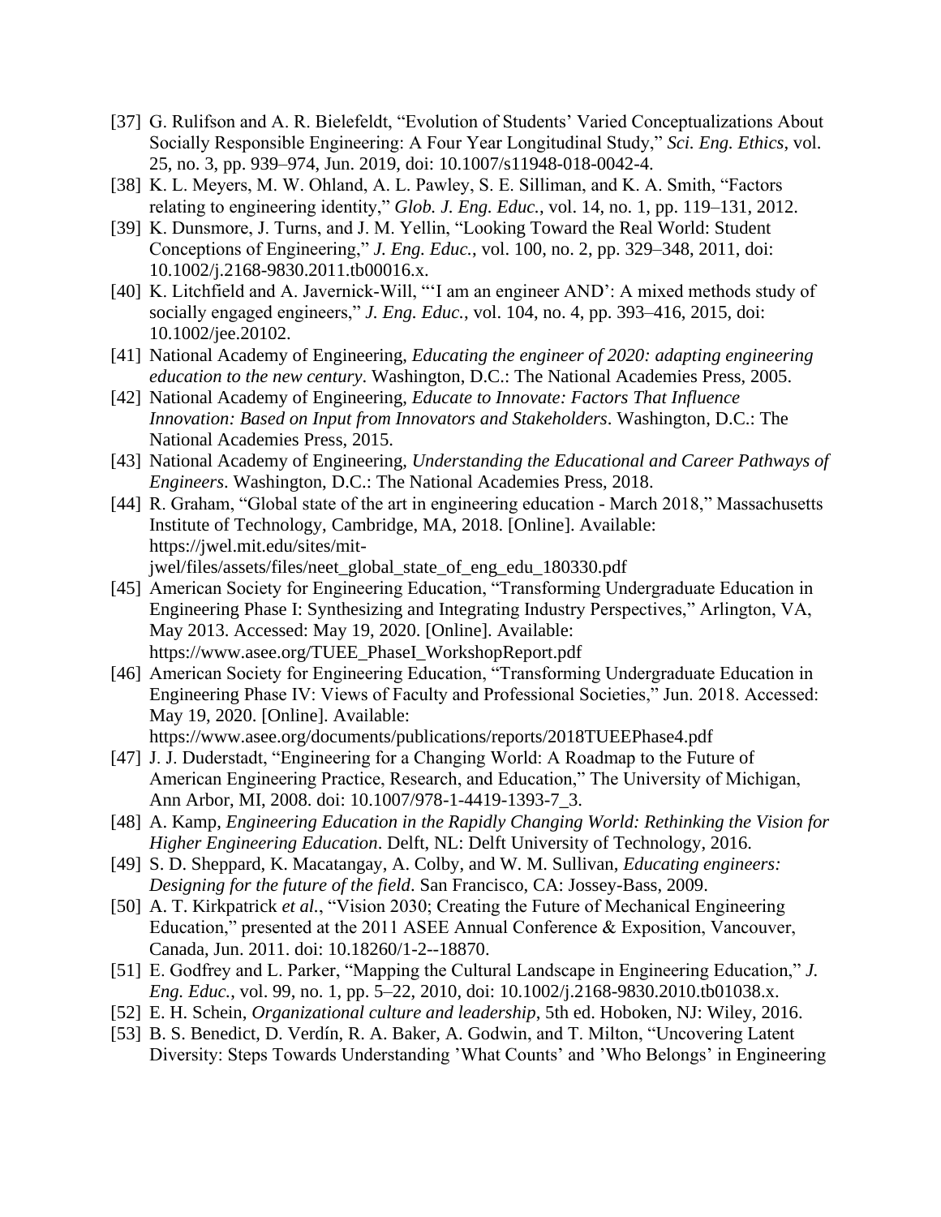[37] G. Rulifson and A. R. Bielefeldt, "Evolution of Students' Varied Conceptualizations About Socially Responsible Engineering: A Four Year Longitudinal Study," *Sci. Eng. Ethics*, vol. 25, no. 3, pp. 939–974, Jun. 2019, doi: 10.1007/s11948-018-0042-4.

[38] K. L. Meyers, M. W. Ohland, A. L. Pawley, S. E. Silliman, and K. A. Smith, "Factors relating to engineering identity," *Glob. J. Eng. Educ.*, vol. 14, no. 1, pp. 119–131, 2012.

[39] K. Dunsmore, J. Turns, and J. M. Yellin, "Looking Toward the Real World: Student Conceptions of Engineering," *J. Eng. Educ.*, vol. 100, no. 2, pp. 329–348, 2011, doi: 10.1002/j.2168-9830.2011.tb00016.x.

[40] K. Litchfield and A. Javernick-Will, "'I am an engineer AND': A mixed methods study of socially engaged engineers," *J. Eng. Educ.*, vol. 104, no. 4, pp. 393–416, 2015, doi: 10.1002/jee.20102.

[41] National Academy of Engineering, *Educating the engineer of 2020: adapting engineering education to the new century*. Washington, D.C.: The National Academies Press, 2005.

[42] National Academy of Engineering, *Educate to Innovate: Factors That Influence Innovation: Based on Input from Innovators and Stakeholders*. Washington, D.C.: The National Academies Press, 2015.

[43] National Academy of Engineering, *Understanding the Educational and Career Pathways of Engineers*. Washington, D.C.: The National Academies Press, 2018.

[44] R. Graham, "Global state of the art in engineering education - March 2018," Massachusetts Institute of Technology, Cambridge, MA, 2018. [Online]. Available: https://jwel.mit.edu/sites/mit-jwel/files/assets/files/neet_global_state_of_eng_edu_180330.pdf

[45] American Society for Engineering Education, "Transforming Undergraduate Education in Engineering Phase I: Synthesizing and Integrating Industry Perspectives," Arlington, VA, May 2013. Accessed: May 19, 2020. [Online]. Available: https://www.asee.org/TUEE_PhaseI_WorkshopReport.pdf

[46] American Society for Engineering Education, "Transforming Undergraduate Education in Engineering Phase IV: Views of Faculty and Professional Societies," Jun. 2018. Accessed: May 19, 2020. [Online]. Available: https://www.asee.org/documents/publications/reports/2018TUEEPhase4.pdf

[47] J. J. Duderstadt, "Engineering for a Changing World: A Roadmap to the Future of American Engineering Practice, Research, and Education," The University of Michigan, Ann Arbor, MI, 2008. doi: 10.1007/978-1-4419-1393-7_3.

[48] A. Kamp, *Engineering Education in the Rapidly Changing World: Rethinking the Vision for Higher Engineering Education*. Delft, NL: Delft University of Technology, 2016.

[49] S. D. Sheppard, K. Macatangay, A. Colby, and W. M. Sullivan, *Educating engineers: Designing for the future of the field*. San Francisco, CA: Jossey-Bass, 2009.

[50] A. T. Kirkpatrick *et al.*, "Vision 2030; Creating the Future of Mechanical Engineering Education," presented at the 2011 ASEE Annual Conference & Exposition, Vancouver, Canada, Jun. 2011. doi: 10.18260/1-2--18870.

[51] E. Godfrey and L. Parker, "Mapping the Cultural Landscape in Engineering Education," *J. Eng. Educ.*, vol. 99, no. 1, pp. 5–22, 2010, doi: 10.1002/j.2168-9830.2010.tb01038.x.

[52] E. H. Schein, *Organizational culture and leadership*, 5th ed. Hoboken, NJ: Wiley, 2016.

[53] B. S. Benedict, D. Verdín, R. A. Baker, A. Godwin, and T. Milton, "Uncovering Latent Diversity: Steps Towards Understanding 'What Counts' and 'Who Belongs' in Engineering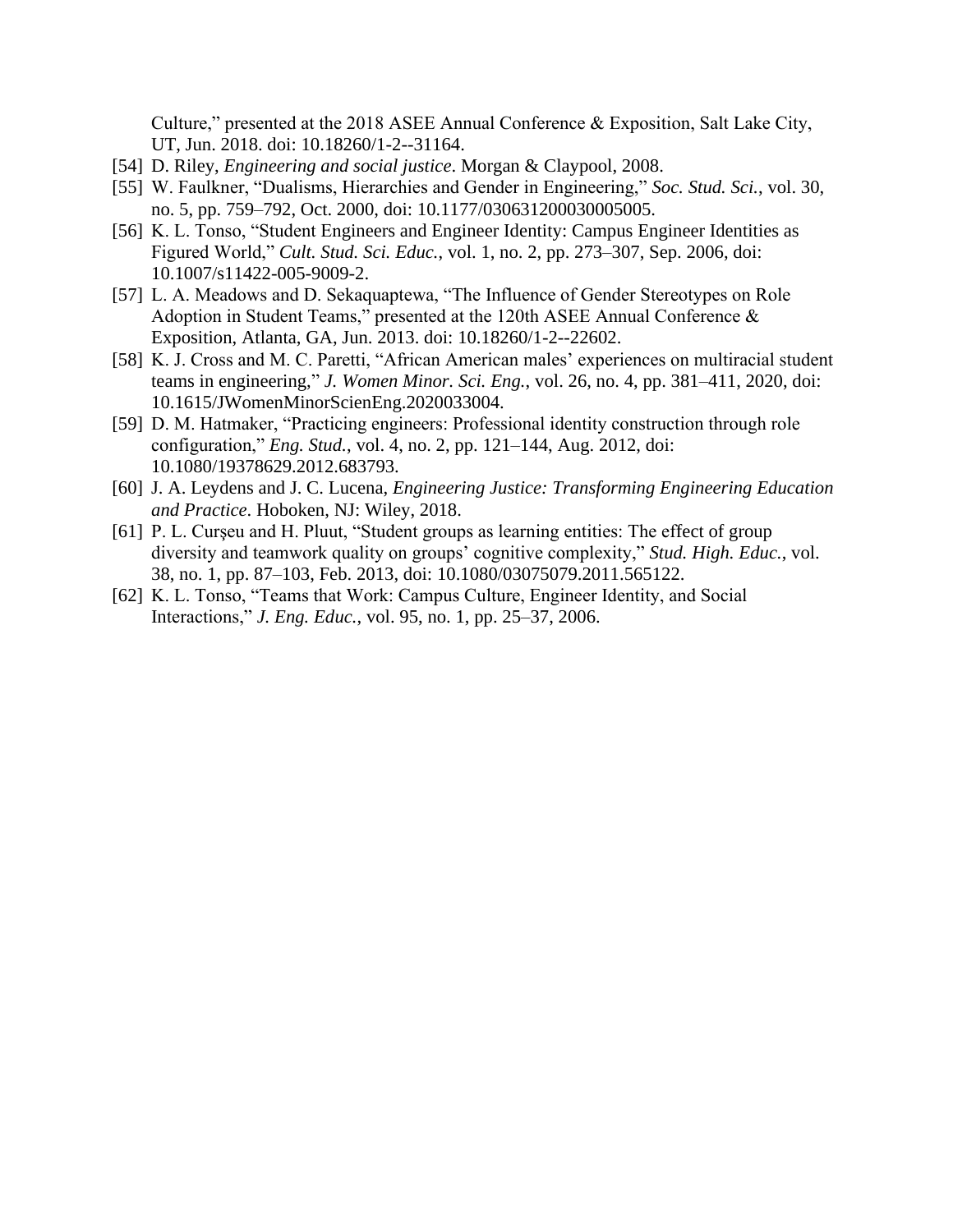Culture," presented at the 2018 ASEE Annual Conference & Exposition, Salt Lake City, UT, Jun. 2018. doi: 10.18260/1-2--31164.

[54] D. Riley, *Engineering and social justice*. Morgan & Claypool, 2008.

[55] W. Faulkner, "Dualisms, Hierarchies and Gender in Engineering," *Soc. Stud. Sci.*, vol. 30, no. 5, pp. 759–792, Oct. 2000, doi: 10.1177/030631200030005005.

[56] K. L. Tonso, "Student Engineers and Engineer Identity: Campus Engineer Identities as Figured World," *Cult. Stud. Sci. Educ.*, vol. 1, no. 2, pp. 273–307, Sep. 2006, doi: 10.1007/s11422-005-9009-2.

[57] L. A. Meadows and D. Sekaquaptewa, "The Influence of Gender Stereotypes on Role Adoption in Student Teams," presented at the 120th ASEE Annual Conference & Exposition, Atlanta, GA, Jun. 2013. doi: 10.18260/1-2--22602.

[58] K. J. Cross and M. C. Paretti, "African American males' experiences on multiracial student teams in engineering," *J. Women Minor. Sci. Eng.*, vol. 26, no. 4, pp. 381–411, 2020, doi: 10.1615/JWomenMinorScienEng.2020033004.

[59] D. M. Hatmaker, "Practicing engineers: Professional identity construction through role configuration," *Eng. Stud.*, vol. 4, no. 2, pp. 121–144, Aug. 2012, doi: 10.1080/19378629.2012.683793.

[60] J. A. Leydens and J. C. Lucena, *Engineering Justice: Transforming Engineering Education and Practice*. Hoboken, NJ: Wiley, 2018.

[61] P. L. Curşeu and H. Pluut, "Student groups as learning entities: The effect of group diversity and teamwork quality on groups' cognitive complexity," *Stud. High. Educ.*, vol. 38, no. 1, pp. 87–103, Feb. 2013, doi: 10.1080/03075079.2011.565122.

[62] K. L. Tonso, "Teams that Work: Campus Culture, Engineer Identity, and Social Interactions," *J. Eng. Educ.*, vol. 95, no. 1, pp. 25–37, 2006.